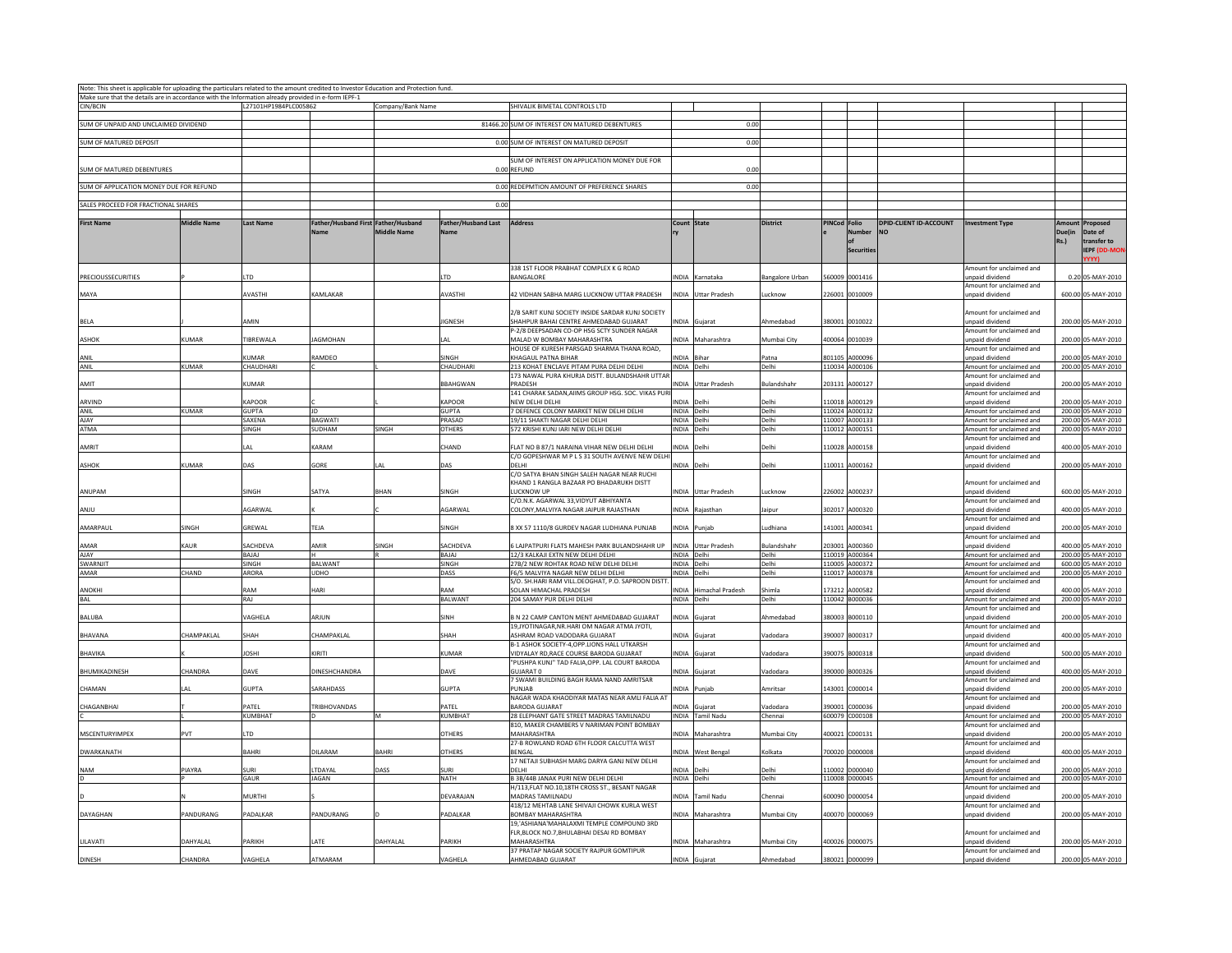Note: This sheet is applicable for uploading the particulars related to the amount credited to Investor Education and Protection fund.

Make sure that the details are in accordance with the information already provided in e-form IEPF-1

| CIN/BCIN | L27101HP1984PLC005862 | Company/Bank Name | SHIVALIK BIMETAL CONTROLS LTD |
|---|---|---|---|

| | | | |
|---|---|---|---|
| SUM OF UNPAID AND UNCLAIMED DIVIDEND | 81466.20 | SUM OF INTEREST ON MATURED DEBENTURES | 0.00 |
| SUM OF MATURED DEPOSIT | 0.00 | SUM OF INTEREST ON MATURED DEPOSIT | 0.00 |
| SUM OF MATURED DEBENTURES | 0.00 | SUM OF INTEREST ON APPLICATION MONEY DUE FOR REFUND | 0.00 |
| SUM OF APPLICATION MONEY DUE FOR REFUND | 0.00 | REDEPMTION AMOUNT OF PREFERENCE SHARES | 0.00 |
| SALES PROCEED FOR FRACTIONAL SHARES | 0.00 | | |

| First Name | Middle Name | Last Name | Father/Husband First Name | Father/Husband Middle Name | Father/Husband Last Name | Address | Country | State | District | PINCode | Folio Number of Securities | DPID-CLIENT ID-ACCOUNT NO | Investment Type | Amount Due(in Rs.) | Proposed Date of transfer to IEPF (DD-MON-YYYY) |
|---|---|---|---|---|---|---|---|---|---|---|---|---|---|---|---|
| PRECIOUSSECURITIES | P | LTD | | | LTD | 338 1ST FLOOR PRABHAT COMPLEX K G ROAD BANGALORE | INDIA | Karnataka | Bangalore Urban | 560009 | 0001416 | | Amount for unclaimed and unpaid dividend | 0.20 | 05-MAY-2010 |
| MAYA | | AVASTHI | KAMLAKAR | | AVASTHI | 42 VIDHAN SABHA MARG LUCKNOW UTTAR PRADESH | INDIA | Uttar Pradesh | Lucknow | 226001 | 0010009 | | Amount for unclaimed and unpaid dividend | 600.00 | 05-MAY-2010 |
| BELA | J | AMIN | | | JIGNESH | 2/B SARIT KUNJ SOCIETY INSIDE SARDAR KUNJ SOCIETY SHAHPUR BAHAI CENTRE AHMEDABAD GUJARAT | INDIA | Gujarat | Ahmedabad | 380001 | 0010022 | | Amount for unclaimed and unpaid dividend | 200.00 | 05-MAY-2010 |
| ASHOK | KUMAR | TIBREWALA | JAGMOHAN | | LAL | P-2/8 DEEPSADAN CO-OP HSG SCTY SUNDER NAGAR MALAD W BOMBAY MAHARASHTRA | INDIA | Maharashtra | Mumbai City | 400064 | 0010039 | | Amount for unclaimed and unpaid dividend | 200.00 | 05-MAY-2010 |
| ANIL | | KUMAR | RAMDEO | | SINGH | HOUSE OF KURESH PARSGAD SHARMA THANA ROAD, KHAGAUL PATNA BIHAR | INDIA | Bihar | Patna | 801105 | A000096 | | Amount for unclaimed and unpaid dividend | 200.00 | 05-MAY-2010 |
| ANIL | KUMAR | CHAUDHARI | C | L | CHAUDHARI | 213 KOHAT ENCLAVE PITAM PURA DELHI DELHI | INDIA | Delhi | Delhi | 110034 | A000106 | | Amount for unclaimed and unpaid dividend | 200.00 | 05-MAY-2010 |
| AMIT | | KUMAR | | | BBAHGWAN | 173 NAWAL PURA KHURJA DISTT. BULANDSHAHR UTTAR PRADESH | INDIA | Uttar Pradesh | Bulandshahr | 203131 | A000127 | | Amount for unclaimed and unpaid dividend | 200.00 | 05-MAY-2010 |
| ARVIND | | KAPOOR | C | L | KAPOOR | 141 CHARAK SADAN,AIIMS GROUP HSG. SOC. VIKAS PURI NEW DELHI DELHI | INDIA | Delhi | Delhi | 110018 | A000129 | | Amount for unclaimed and unpaid dividend | 200.00 | 05-MAY-2010 |
| ANIL | KUMAR | GUPTA | JD | | GUPTA | 7 DEFENCE COLONY MARKET NEW DELHI DELHI | INDIA | Delhi | Delhi | 110024 | A000132 | | Amount for unclaimed and unpaid dividend | 200.00 | 05-MAY-2010 |
| AJAY | | SAXENA | BAGWATI | | PRASAD | 19/11 SHAKTI NAGAR DELHI DELHI | INDIA | Delhi | Delhi | 110007 | A000133 | | Amount for unclaimed and unpaid dividend | 200.00 | 05-MAY-2010 |
| ATMA | | SINGH | SUDHAM | SINGH | OTHERS | 572 KRISHI KUNJ IARI NEW DELHI DELHI | INDIA | Delhi | Delhi | 110012 | A000151 | | Amount for unclaimed and unpaid dividend | 200.00 | 05-MAY-2010 |
| AMRIT | | LAL | KARAM | | CHAND | FLAT NO B 87/1 NARAINA VIHAR NEW DELHI DELHI | INDIA | Delhi | Delhi | 110028 | A000158 | | Amount for unclaimed and unpaid dividend | 400.00 | 05-MAY-2010 |
| ASHOK | KUMAR | DAS | GORE | LAL | DAS | C/O GOPESHWAR M P L S 31 SOUTH AVENVE NEW DELHI DELHI | INDIA | Delhi | Delhi | 110011 | A000162 | | Amount for unclaimed and unpaid dividend | 200.00 | 05-MAY-2010 |
| ANUPAM | | SINGH | SATYA | BHAN | SINGH | C/O SATYA BHAN SINGH SALEH NAGAR NEAR RUCHI KHAND 1 RANGLA BAZAAR PO BHADARUKH DISTT LUCKNOW UP | INDIA | Uttar Pradesh | Lucknow | 226002 | A000237 | | Amount for unclaimed and unpaid dividend | 600.00 | 05-MAY-2010 |
| ANJU | | AGARWAL | K | C | AGARWAL | C/O.N.K. AGARWAL 33,VIDYUT ABHIYANTA COLONY,MALVIYA NAGAR JAIPUR RAJASTHAN | INDIA | Rajasthan | Jaipur | 302017 | A000320 | | Amount for unclaimed and unpaid dividend | 400.00 | 05-MAY-2010 |
| AMARPAUL | SINGH | GREWAL | TEJA | | SINGH | 8 XX 57 1110/8 GURDEV NAGAR LUDHIANA PUNJAB | INDIA | Punjab | Ludhiana | 141001 | A000341 | | Amount for unclaimed and unpaid dividend | 200.00 | 05-MAY-2010 |
| AMAR | KAUR | SACHDEVA | AMIR | SINGH | SACHDEVA | 6 LAJPATPURI FLATS MAHESH PARK BULANDSHAHR UP | INDIA | Uttar Pradesh | Bulandshahr | 203001 | A000360 | | Amount for unclaimed and unpaid dividend | 400.00 | 05-MAY-2010 |
| AJAY | | BAJAJ | H | R | BAJAJ | 12/3 KALKAJI EXTN NEW DELHI DELHI | INDIA | Delhi | Delhi | 110019 | A000364 | | Amount for unclaimed and unpaid dividend | 200.00 | 05-MAY-2010 |
| SWARNJIT | | SINGH | BALWANT | | SINGH | 27B/2 NEW ROHTAK ROAD NEW DELHI DELHI | INDIA | Delhi | Delhi | 110005 | A000372 | | Amount for unclaimed and unpaid dividend | 600.00 | 05-MAY-2010 |
| AMAR | CHAND | ARORA | UDHO | | DASS | F6/5 MALVIYA NAGAR NEW DELHI DELHI | INDIA | Delhi | Delhi | 110017 | A000378 | | Amount for unclaimed and unpaid dividend | 200.00 | 05-MAY-2010 |
| ANOKHI | | RAM | HARI | | RAM | S/O. SH.HARI RAM VILL.DEOGHAT, P.O. SAPROON DISTT. SOLAN HIMACHAL PRADESH | INDIA | Himachal Pradesh | Shimla | 173212 | A000582 | | Amount for unclaimed and unpaid dividend | 400.00 | 05-MAY-2010 |
| BAL | | RAJ | | | BALWANT | 204 SAMAY PUR DELHI DELHI | INDIA | Delhi | Delhi | 110042 | B000036 | | Amount for unclaimed and unpaid dividend | 200.00 | 05-MAY-2010 |
| BALUBA | | VAGHELA | ARJUN | | SINH | B N 22 CAMP CANTON MENT AHMEDABAD GUJARAT | INDIA | Gujarat | Ahmedabad | 380003 | B000110 | | Amount for unclaimed and unpaid dividend | 200.00 | 05-MAY-2010 |
| BHAVANA | CHAMPAKLAL | SHAH | CHAMPAKLAL | | SHAH | 19,JYOTINAGAR,NR.HARI OM NAGAR ATMA JYOTI, ASHRAM ROAD VADODARA GUJARAT | INDIA | Gujarat | Vadodara | 390007 | B000317 | | Amount for unclaimed and unpaid dividend | 400.00 | 05-MAY-2010 |
| BHAVIKA | K | JOSHI | KIRITI | | KUMAR | B-1 ASHOK SOCIETY-4,OPP.LIONS HALL UTKARSH VIDYALAY RD,RACE COURSE BARODA GUJARAT | INDIA | Gujarat | Vadodara | 390075 | B000318 | | Amount for unclaimed and unpaid dividend | 500.00 | 05-MAY-2010 |
| BHUMIKADINESH | CHANDRA | DAVE | DINESHCHANDRA | | DAVE | "PUSHPA KUNJ" TAD FALIA,OPP. LAL COURT BARODA GUJARAT 0 | INDIA | Gujarat | Vadodara | 390000 | B000326 | | Amount for unclaimed and unpaid dividend | 400.00 | 05-MAY-2010 |
| CHAMAN | LAL | GUPTA | SARAHDASS | | GUPTA | 7 SWAMI BUILDING BAGH RAMA NAND AMRITSAR PUNJAB | INDIA | Punjab | Amritsar | 143001 | C000014 | | Amount for unclaimed and unpaid dividend | 200.00 | 05-MAY-2010 |
| CHAGANBHAI | T | PATEL | TRIBHOVANDAS | | PATEL | NAGAR WADA KHAODIYAR MATAS NEAR AMLI FALIA AT BARODA GUJARAT | INDIA | Gujarat | Vadodara | 390001 | C000036 | | Amount for unclaimed and unpaid dividend | 200.00 | 05-MAY-2010 |
| C | L | KUMBHAT | D | M | KUMBHAT | 28 ELEPHANT GATE STREET MADRAS TAMILNADU | INDIA | Tamil Nadu | Chennai | 600079 | C000108 | | Amount for unclaimed and unpaid dividend | 200.00 | 05-MAY-2010 |
| MSCENTURYIMPEX | PVT | LTD | | | OTHERS | 810, MAKER CHAMBERS V NARIMAN POINT BOMBAY MAHARASHTRA | INDIA | Maharashtra | Mumbai City | 400021 | C000131 | | Amount for unclaimed and unpaid dividend | 200.00 | 05-MAY-2010 |
| DWARKANATH | | BAHRI | DILARAM | BAHRI | OTHERS | 27-B ROWLAND ROAD 6TH FLOOR CALCUTTA WEST BENGAL | INDIA | West Bengal | Kolkata | 700020 | D000008 | | Amount for unclaimed and unpaid dividend | 400.00 | 05-MAY-2010 |
| NAM | PIAYRA | SURI | LTDAYAL | DASS | SURI | 17 NETAJI SUBHASH MARG DARYA GANJ NEW DELHI DELHI | INDIA | Delhi | Delhi | 110002 | D000040 | | Amount for unclaimed and unpaid dividend | 200.00 | 05-MAY-2010 |
| D | P | GAUR | JAGAN | | NATH | B 3B/44B JANAK PURI NEW DELHI DELHI | INDIA | Delhi | Delhi | 110008 | D000045 | | Amount for unclaimed and unpaid dividend | 200.00 | 05-MAY-2010 |
| D | N | MURTHI | S | | DEVARAJAN | H/113,FLAT NO.10,18TH CROSS ST., BESANT NAGAR MADRAS TAMILNADU | INDIA | Tamil Nadu | Chennai | 600090 | D000054 | | Amount for unclaimed and unpaid dividend | 200.00 | 05-MAY-2010 |
| DAYAGHAN | PANDURANG | PADALKAR | PANDURANG | D | PADALKAR | 418/12 MEHTAB LANE SHIVAJI CHOWK KURLA WEST BOMBAY MAHARASHTRA | INDIA | Maharashtra | Mumbai City | 400070 | D000069 | | Amount for unclaimed and unpaid dividend | 200.00 | 05-MAY-2010 |
| LILAVATI | DAHYALAL | PARIKH | LATE | DAHYALAL | PARIKH | 19,'ASHIANA'MAHALAXMI TEMPLE COMPOUND 3RD FLR,BLOCK NO.7,BHULABHAI DESAI RD BOMBAY MAHARASHTRA | INDIA | Maharashtra | Mumbai City | 400026 | D000075 | | Amount for unclaimed and unpaid dividend | 200.00 | 05-MAY-2010 |
| DINESH | CHANDRA | VAGHELA | ATMARAM | | VAGHELA | 37 PRATAP NAGAR SOCIETY RAJPUR GOMTIPUR AHMEDABAD GUJARAT | INDIA | Gujarat | Ahmedabad | 380021 | D000099 | | Amount for unclaimed and unpaid dividend | 200.00 | 05-MAY-2010 |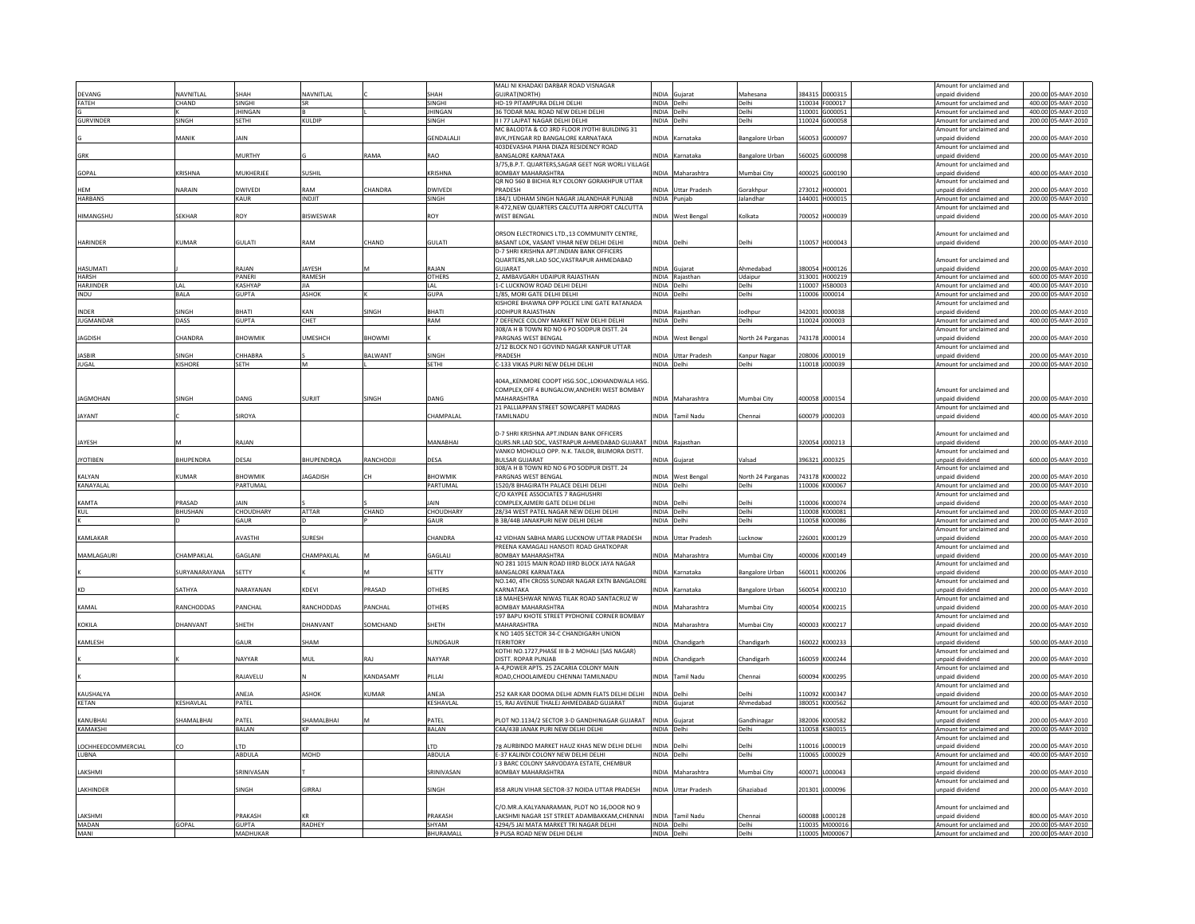| | | | | | | | | | | | | | | | |
|---|---|---|---|---|---|---|---|---|---|---|---|---|---|---|---|
| DEVANG | NAVNITLAL | SHAH | NAVNITLAL | C | SHAH | MALI NI KHADAKI DARBAR ROAD VISNAGAR GUJRAT(NORTH) | INDIA | Gujarat | Mahesana | 384315 | D000315 | | Amount for unclaimed and unpaid dividend | 200.00 | 05-MAY-2010 |
| FATEH | CHAND | SINGHI | SR | | SINGHI | HD-19 PITAMPURA DELHI DELHI | INDIA | Delhi | Delhi | 110034 | F000017 | | Amount for unclaimed and | 400.00 | 05-MAY-2010 |
| G | K | JHINGAN | B | L | JHINGAN | 36 TODAR MAL ROAD NEW DELHI DELHI | INDIA | Delhi | Delhi | 110001 | G000051 | | Amount for unclaimed and | 400.00 | 05-MAY-2010 |
| GURVINDER | SINGH | SETHI | KULDIP | | SINGH | II I 77 LAJPAT NAGAR DELHI DELHI | INDIA | Delhi | Delhi | 110024 | G000058 | | Amount for unclaimed and | 200.00 | 05-MAY-2010 |
| G | MANIK | JAIN | | | GENDALALJI | MC BALODTA & CO 3RD FLOOR JYOTHI BUILDING 31 BVK,IYENGAR RD BANGALORE KARNATAKA | INDIA | Karnataka | Bangalore Urban | 560053 | G000097 | | Amount for unclaimed and unpaid dividend | 200.00 | 05-MAY-2010 |
| GRK | | MURTHY | G | RAMA | RAO | 403DEVASHA PIAHA DIAZA RESIDENCY ROAD BANGALORE KARNATAKA | INDIA | Karnataka | Bangalore Urban | 560025 | G000098 | | Amount for unclaimed and unpaid dividend | 200.00 | 05-MAY-2010 |
| GOPAL | KRISHNA | MUKHERJEE | SUSHIL | | KRISHNA | 3/75,B.P.T. QUARTERS,SAGAR GEET NGR WORLI VILLAGE BOMBAY MAHARASHTRA | INDIA | Maharashtra | Mumbai City | 400025 | G000190 | | Amount for unclaimed and unpaid dividend | 400.00 | 05-MAY-2010 |
| HEM | NARAIN | DWIVEDI | RAM | CHANDRA | DWIVEDI | QR NO 560 B BICHIA RLY COLONY GORAKHPUR UTTAR PRADESH | INDIA | Uttar Pradesh | Gorakhpur | 273012 | H000001 | | Amount for unclaimed and unpaid dividend | 200.00 | 05-MAY-2010 |
| HARBANS | | KAUR | INDJIT | | SINGH | 184/1 UDHAM SINGH NAGAR JALANDHAR PUNJAB | INDIA | Punjab | Jalandhar | 144001 | H000015 | | Amount for unclaimed and | 200.00 | 05-MAY-2010 |
| HIMANGSHU | SEKHAR | ROY | BISWESWAR | | ROY | R-472,NEW QUARTERS CALCUTTA AIRPORT CALCUTTA WEST BENGAL | INDIA | West Bengal | Kolkata | 700052 | H000039 | | Amount for unclaimed and unpaid dividend | 200.00 | 05-MAY-2010 |
| HARINDER | KUMAR | GULATI | RAM | CHAND | GULATI | ORSON ELECTRONICS LTD.,13 COMMUNITY CENTRE, BASANT LOK, VASANT VIHAR NEW DELHI DELHI | INDIA | Delhi | Delhi | 110057 | H000043 | | Amount for unclaimed and unpaid dividend | 200.00 | 05-MAY-2010 |
| HASUMATI | J | RAJAN | JAYESH | M | RAJAN | D-7 SHRI KRISHNA APT.INDIAN BANK OFFICERS QUARTERS,NR.LAD SOC,VASTRAPUR AHMEDABAD GUJARAT | INDIA | Gujarat | Ahmedabad | 380054 | H000126 | | Amount for unclaimed and unpaid dividend | 200.00 | 05-MAY-2010 |
| HARSH | | PANERI | RAMESH | | OTHERS | 2, AMBAVGARH UDAIPUR RAJASTHAN | INDIA | Rajasthan | Udaipur | 313001 | H000219 | | Amount for unclaimed and | 600.00 | 05-MAY-2010 |
| HARJINDER | LAL | KASHYAP | JIA | | LAL | 1-C LUCKNOW ROAD DELHI DELHI | INDIA | Delhi | Delhi | 110007 | HSB0003 | | Amount for unclaimed and | 400.00 | 05-MAY-2010 |
| INDU | BALA | GUPTA | ASHOK | K | GUPA | 1/85, MORI GATE DELHI DELHI | INDIA | Delhi | Delhi | 110006 | I000014 | | Amount for unclaimed and | 200.00 | 05-MAY-2010 |
| INDER | SINGH | BHATI | KAN | SINGH | BHATI | KISHORE BHAWNA OPP POLICE LINE GATE RATANADA JODHPUR RAJASTHAN | INDIA | Rajasthan | Jodhpur | 342001 | I000038 | | Amount for unclaimed and unpaid dividend | 200.00 | 05-MAY-2010 |
| JUGMANDAR | DASS | GUPTA | CHET | | RAM | 7 DEFENCE COLONY MARKET NEW DELHI DELHI | INDIA | Delhi | Delhi | 110024 | J000003 | | Amount for unclaimed and | 400.00 | 05-MAY-2010 |
| JAGDISH | CHANDRA | BHOWMIK | UMESHCH | BHOWMI | K | 308/A H B TOWN RD NO 6 PO SODPUR DISTT. 24 PARGNAS WEST BENGAL | INDIA | West Bengal | North 24 Parganas | 743178 | J000014 | | Amount for unclaimed and unpaid dividend | 200.00 | 05-MAY-2010 |
| JASBIR | SINGH | CHHABRA | S | BALWANT | SINGH | 2/12 BLOCK NO I GOVIND NAGAR KANPUR UTTAR PRADESH | INDIA | Uttar Pradesh | Kanpur Nagar | 208006 | J000019 | | Amount for unclaimed and unpaid dividend | 200.00 | 05-MAY-2010 |
| JUGAL | KISHORE | SETH | M | L | SETHI | C-133 VIKAS PURI NEW DELHI DELHI | INDIA | Delhi | Delhi | 110018 | J000039 | | Amount for unclaimed and | 200.00 | 05-MAY-2010 |
| JAGMOHAN | SINGH | DANG | SURJIT | SINGH | DANG | 404A,,KENMORE COOPT HSG.SOC.,LOKHANDWALA HSG. COMPLEX,OFF 4 BUNGALOW,ANDHERI WEST BOMBAY MAHARASHTRA | INDIA | Maharashtra | Mumbai City | 400058 | J000154 | | Amount for unclaimed and unpaid dividend | 200.00 | 05-MAY-2010 |
| JAYANT | C | SIROYA | | | CHAMPALAL | 21 PALLIAPPAN STREET SOWCARPET MADRAS TAMILNADU | INDIA | Tamil Nadu | Chennai | 600079 | J000203 | | Amount for unclaimed and unpaid dividend | 400.00 | 05-MAY-2010 |
| JAYESH | M | RAJAN | | | MANABHAI | D-7 SHRI KRISHNA APT.INDIAN BANK OFFICERS QURS.NR.LAD SOC, VASTRAPUR AHMEDABAD GUJARAT | INDIA | Rajasthan | | 320054 | J000213 | | Amount for unclaimed and unpaid dividend | 200.00 | 05-MAY-2010 |
| JYOTIBEN | BHUPENDRA | DESAI | BHUPENDRQA | RANCHODJI | DESA | VANKO MOHOLLO OPP. N.K. TAILOR, BILIMORA DISTT. BULSAR GUJARAT | INDIA | Gujarat | Valsad | 396321 | J000325 | | Amount for unclaimed and unpaid dividend | 600.00 | 05-MAY-2010 |
| KALYAN | KUMAR | BHOWMIK | JAGADISH | CH | BHOWMIK | 308/A H B TOWN RD NO 6 PO SODPUR DISTT. 24 PARGNAS WEST BENGAL | INDIA | West Bengal | North 24 Parganas | 743178 | K000022 | | Amount for unclaimed and unpaid dividend | 200.00 | 05-MAY-2010 |
| KANAYALAL | | PARTUMAL | | | PARTUMAL | 1520/8 BHAGIRATH PALACE DELHI DELHI | INDIA | Delhi | Delhi | 110006 | K000067 | | Amount for unclaimed and | 200.00 | 05-MAY-2010 |
| KAMTA | PRASAD | JAIN | S | S | JAIN | C/O KAYPEE ASSOCIATES 7 RAGHUSHRI COMPLEX,AJMERI GATE DELHI DELHI | INDIA | Delhi | Delhi | 110006 | K000074 | | Amount for unclaimed and unpaid dividend | 200.00 | 05-MAY-2010 |
| KUL | BHUSHAN | CHOUDHARY | ATTAR | CHAND | CHOUDHARY | 28/34 WEST PATEL NAGAR NEW DELHI DELHI | INDIA | Delhi | Delhi | 110008 | K000081 | | Amount for unclaimed and | 200.00 | 05-MAY-2010 |
| K | D | GAUR | D | P | GAUR | B 3B/44B JANAKPURI NEW DELHI DELHI | INDIA | Delhi | Delhi | 110058 | K000086 | | Amount for unclaimed and | 200.00 | 05-MAY-2010 |
| KAMLAKAR | | AVASTHI | SURESH | | CHANDRA | 42 VIDHAN SABHA MARG LUCKNOW UTTAR PRADESH | INDIA | Uttar Pradesh | Lucknow | 226001 | K000129 | | Amount for unclaimed and unpaid dividend | 200.00 | 05-MAY-2010 |
| MAMLAGAURI | CHAMPAKLAL | GAGLANI | CHAMPAKLAL | M | GAGLALI | PREENA KAMAGALI HANSOTI ROAD GHATKOPAR BOMBAY MAHARASHTRA | INDIA | Maharashtra | Mumbai City | 400006 | K000149 | | Amount for unclaimed and unpaid dividend | 200.00 | 05-MAY-2010 |
| K | SURYANARAYANA | SETTY | K | M | SETTY | NO 281 1015 MAIN ROAD IIIRD BLOCK JAYA NAGAR BANGALORE KARNATAKA | INDIA | Karnataka | Bangalore Urban | 560011 | K000206 | | Amount for unclaimed and unpaid dividend | 200.00 | 05-MAY-2010 |
| KD | SATHYA | NARAYANAN | KDEVI | PRASAD | OTHERS | NO.140, 4TH CROSS SUNDAR NAGAR EXTN BANGALORE KARNATAKA | INDIA | Karnataka | Bangalore Urban | 560054 | K000210 | | Amount for unclaimed and unpaid dividend | 200.00 | 05-MAY-2010 |
| KAMAL | RANCHODDAS | PANCHAL | RANCHODDAS | PANCHAL | OTHERS | 18 MAHESHWAR NIWAS TILAK ROAD SANTACRUZ W BOMBAY MAHARASHTRA | INDIA | Maharashtra | Mumbai City | 400054 | K000215 | | Amount for unclaimed and unpaid dividend | 200.00 | 05-MAY-2010 |
| KOKILA | DHANVANT | SHETH | DHANVANT | SOMCHAND | SHETH | 197 BAPU KHOTE STREET PYDHONIE CORNER BOMBAY MAHARASHTRA | INDIA | Maharashtra | Mumbai City | 400003 | K000217 | | Amount for unclaimed and unpaid dividend | 200.00 | 05-MAY-2010 |
| KAMLESH | | GAUR | SHAM | | SUNDGAUR | K NO 1405 SECTOR 34-C CHANDIGARH UNION TERRITORY | INDIA | Chandigarh | Chandigarh | 160022 | K000233 | | Amount for unclaimed and unpaid dividend | 500.00 | 05-MAY-2010 |
| K | K | NAYYAR | MUL | RAJ | NAYYAR | KOTHI NO.1727,PHASE III B-2 MOHALI (SAS NAGAR) DISTT. ROPAR PUNJAB | INDIA | Chandigarh | Chandigarh | 160059 | K000244 | | Amount for unclaimed and unpaid dividend | 200.00 | 05-MAY-2010 |
| K | | RAJAVELU | N | KANDASAMY | PILLAI | A-4,POWER APTS. 25 ZACARIA COLONY MAIN ROAD,CHOOLAIMEDU CHENNAI TAMILNADU | INDIA | Tamil Nadu | Chennai | 600094 | K000295 | | Amount for unclaimed and unpaid dividend | 200.00 | 05-MAY-2010 |
| KAUSHALYA | | ANEJA | ASHOK | KUMAR | ANEJA | 252 KAR KAR DOOMA DELHI ADMN FLATS DELHI DELHI | INDIA | Delhi | Delhi | 110092 | K000347 | | Amount for unclaimed and unpaid dividend | 200.00 | 05-MAY-2010 |
| KETAN | KESHAVLAL | PATEL | | | KESHAVLAL | 15, RAJ AVENUE THALEJ AHMEDABAD GUJARAT | INDIA | Gujarat | Ahmedabad | 380051 | K000562 | | Amount for unclaimed and | 400.00 | 05-MAY-2010 |
| KANUBHAI | SHAMALBHAI | PATEL | SHAMALBHAI | M | PATEL | PLOT NO.1134/2 SECTOR 3-D GANDHINAGAR GUJARAT | INDIA | Gujarat | Gandhinagar | 382006 | K000582 | | Amount for unclaimed and unpaid dividend | 200.00 | 05-MAY-2010 |
| KAMAKSHI | | BALAN | KP | | BALAN | C4A/43B JANAK PURI NEW DELHI DELHI | INDIA | Delhi | Delhi | 110058 | KSB0015 | | Amount for unclaimed and | 200.00 | 05-MAY-2010 |
| LOCHHEEDCOMMERCIAL | CO | LTD | | | LTD | 78 AURBINDO MARKET HAUZ KHAS NEW DELHI DELHI | INDIA | Delhi | Delhi | 110016 | L000019 | | Amount for unclaimed and unpaid dividend | 200.00 | 05-MAY-2010 |
| LUBNA | | ABDULA | MOHD | | ABDULA | E-37 KALINDI COLONY NEW DELHI DELHI | INDIA | Delhi | Delhi | 110065 | L000029 | | Amount for unclaimed and | 400.00 | 05-MAY-2010 |
| LAKSHMI | | SRINIVASAN | T | | SRINIVASAN | J 3 BARC COLONY SARVODAYA ESTATE, CHEMBUR BOMBAY MAHARASHTRA | INDIA | Maharashtra | Mumbai City | 400071 | L000043 | | Amount for unclaimed and unpaid dividend | 200.00 | 05-MAY-2010 |
| LAKHINDER | | SINGH | GIRRAJ | | SINGH | 858 ARUN VIHAR SECTOR-37 NOIDA UTTAR PRADESH | INDIA | Uttar Pradesh | Ghaziabad | 201301 | L000096 | | Amount for unclaimed and unpaid dividend | 200.00 | 05-MAY-2010 |
| LAKSHMI | | PRAKASH | KR | | PRAKASH | C/O.MR.A.KALYANARAMAN, PLOT NO 16,DOOR NO 9 LAKSHMI NAGAR 1ST STREET ADAMBAKKAM,CHENNAI | INDIA | Tamil Nadu | Chennai | 600088 | L000128 | | Amount for unclaimed and unpaid dividend | 800.00 | 05-MAY-2010 |
| MADAN | GOPAL | GUPTA | RADHEY | | SHYAM | 4294/5 JAI MATA MARKET TRI NAGAR DELHI | INDIA | Delhi | Delhi | 110035 | M000016 | | Amount for unclaimed and | 200.00 | 05-MAY-2010 |
| MANI | | MADHUKAR | | | BHURAMALL | 9 PUSA ROAD NEW DELHI DELHI | INDIA | Delhi | Delhi | 110005 | M000067 | | Amount for unclaimed and | 200.00 | 05-MAY-2010 |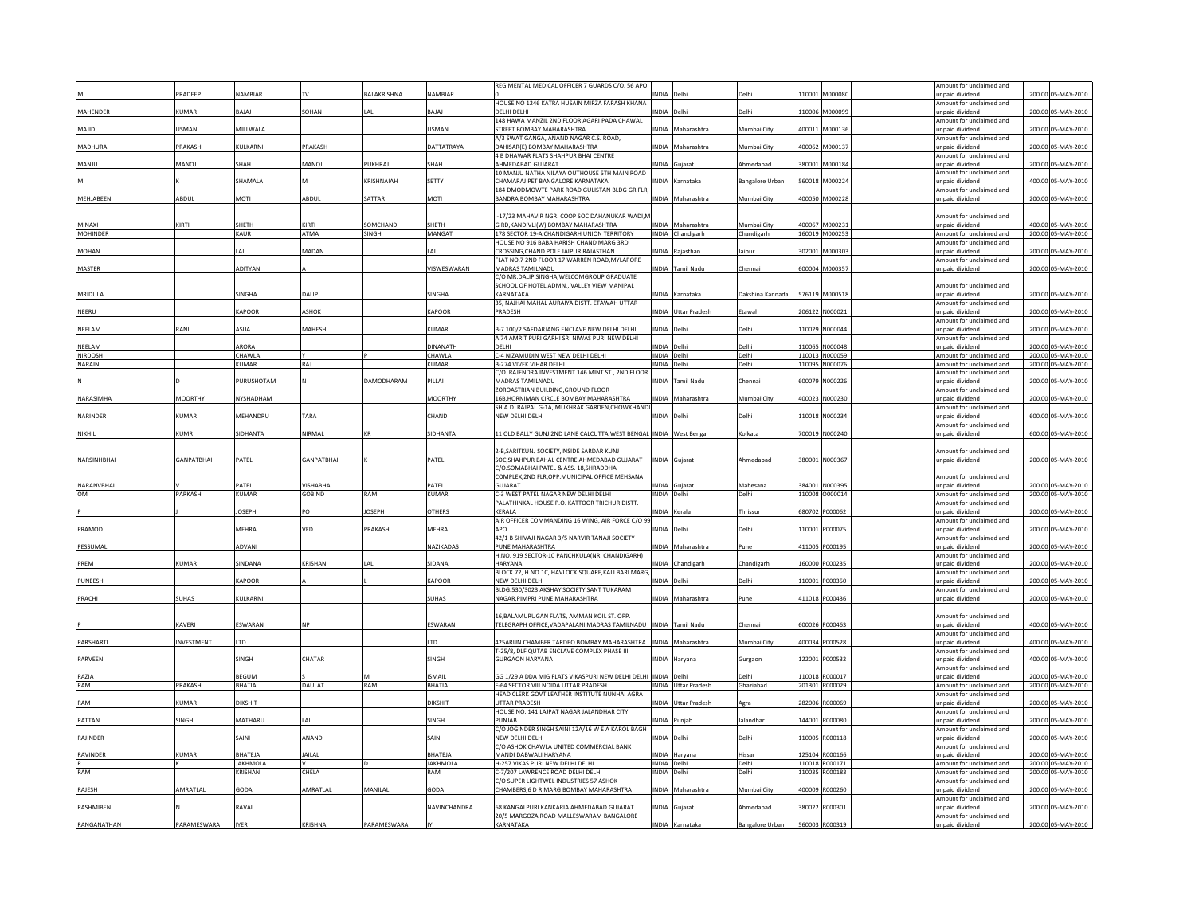| M | PRADEEP | NAMBIAR | TV | BALAKRISHNA | NAMBIAR | REGIMENTAL MEDICAL OFFICER 7 GUARDS C/O. 56 APO 0 | INDIA | Delhi | Delhi | 110001 | M000080 | | Amount for unclaimed and unpaid dividend | 200.00 | 05-MAY-2010 |
|---|---|---|---|---|---|---|---|---|---|---|---|---|---|---|---|
| MAHENDER | KUMAR | BAJAJ | SOHAN | LAL | BAJAJ | HOUSE NO 1246 KATRA HUSAIN MIRZA FARASH KHANA DELHI DELHI | INDIA | Delhi | Delhi | 110006 | M000099 | | Amount for unclaimed and unpaid dividend | 200.00 | 05-MAY-2010 |
| MAJID | USMAN | MILLWALA | | | USMAN | 148 HAWA MANZIL 2ND FLOOR AGARI PADA CHAWAL STREET BOMBAY MAHARASHTRA | INDIA | Maharashtra | Mumbai City | 400011 | M000136 | | Amount for unclaimed and unpaid dividend | 200.00 | 05-MAY-2010 |
| MADHURA | PRAKASH | KULKARNI | PRAKASH | | DATTATRAYA | A/3 SWAT GANGA, ANAND NAGAR C.S. ROAD, DAHISAR(E) BOMBAY MAHARASHTRA | INDIA | Maharashtra | Mumbai City | 400062 | M000137 | | Amount for unclaimed and unpaid dividend | 200.00 | 05-MAY-2010 |
| MANJU | MANOJ | SHAH | MANOJ | PUKHRAJ | SHAH | 4 B DHAWAR FLATS SHAHPUR BHAI CENTRE AHMEDABAD GUJARAT | INDIA | Gujarat | Ahmedabad | 380001 | M000184 | | Amount for unclaimed and unpaid dividend | 200.00 | 05-MAY-2010 |
| M | K | SHAMALA | M | KRISHNAIAH | SETTY | 10 MANJU NATHA NILAYA OUTHOUSE 5TH MAIN ROAD CHAMARAJ PET BANGALORE KARNATAKA | INDIA | Karnataka | Bangalore Urban | 560018 | M000224 | | Amount for unclaimed and unpaid dividend | 400.00 | 05-MAY-2010 |
| MEHJABEEN | ABDUL | MOTI | ABDUL | SATTAR | MOTI | 184 DMODMOWTE PARK ROAD GULISTAN BLDG GR FLR, BANDRA BOMBAY MAHARASHTRA | INDIA | Maharashtra | Mumbai City | 400050 | M000228 | | Amount for unclaimed and unpaid dividend | 200.00 | 05-MAY-2010 |
| MINAXI | KIRTI | SHETH | KIRTI | SOMCHAND | SHETH | I-17/23 MAHAVIR NGR. COOP SOC DAHANUKAR WADI,M G RD,KANDIVLI(W) BOMBAY MAHARASHTRA | INDIA | Maharashtra | Mumbai City | 400067 | M000231 | | Amount for unclaimed and unpaid dividend | 400.00 | 05-MAY-2010 |
| MOHINDER | | KAUR | ATMA | SINGH | MANGAT | 178 SECTOR 19-A CHANDIGARH UNION TERRITORY | INDIA | Chandigarh | Chandigarh | 160019 | M000253 | | Amount for unclaimed and unpaid dividend | 200.00 | 05-MAY-2010 |
| MOHAN | | LAL | MADAN | | LAL | HOUSE NO 916 BABA HARISH CHAND MARG 3RD CROSSING,CHAND POLE JAIPUR RAJASTHAN | INDIA | Rajasthan | Jaipur | 302001 | M000303 | | Amount for unclaimed and unpaid dividend | 200.00 | 05-MAY-2010 |
| MASTER | | ADITYAN | A | | VISWESWARAN | FLAT NO.7 2ND FLOOR 17 WARREN ROAD,MYLAPORE MADRAS TAMILNADU | INDIA | Tamil Nadu | Chennai | 600004 | M000357 | | Amount for unclaimed and unpaid dividend | 200.00 | 05-MAY-2010 |
| MRIDULA | | SINGHA | DALIP | | SINGHA | C/O MR.DALIP SINGHA,WELCOMGROUP GRADUATE SCHOOL OF HOTEL ADMN., VALLEY VIEW MANIPAL KARNATAKA | INDIA | Karnataka | Dakshina Kannada | 576119 | M000518 | | Amount for unclaimed and unpaid dividend | 200.00 | 05-MAY-2010 |
| NEERU | | KAPOOR | ASHOK | | KAPOOR | 35, NAJHAI MAHAL AURAIYA DISTT. ETAWAH UTTAR PRADESH | INDIA | Uttar Pradesh | Etawah | 206122 | N000021 | | Amount for unclaimed and unpaid dividend | 200.00 | 05-MAY-2010 |
| NEELAM | RANI | ASIJA | MAHESH | | KUMAR | B-7 100/2 SAFDARJANG ENCLAVE NEW DELHI DELHI | INDIA | Delhi | Delhi | 110029 | N000044 | | Amount for unclaimed and unpaid dividend | 200.00 | 05-MAY-2010 |
| NEELAM | | ARORA | | | DINANATH | A 74 AMRIT PURI GARHI SRI NIWAS PURI NEW DELHI DELHI | INDIA | Delhi | Delhi | 110065 | N000048 | | Amount for unclaimed and unpaid dividend | 200.00 | 05-MAY-2010 |
| NIRDOSH | | CHAWLA | Y | P | CHAWLA | C-4 NIZAMUDIN WEST NEW DELHI DELHI | INDIA | Delhi | Delhi | 110013 | N000059 | | Amount for unclaimed and unpaid dividend | 200.00 | 05-MAY-2010 |
| NARAIN | | KUMAR | RAJ | | KUMAR | B-274 VIVEK VIHAR DELHI | INDIA | Delhi | Delhi | 110095 | N000076 | | Amount for unclaimed and unpaid dividend | 200.00 | 05-MAY-2010 |
| N | D | PURUSHOTAM | N | DAMODHARAM | PILLAI | C/O. RAJENDRA INVESTMENT 146 MINT ST., 2ND FLOOR MADRAS TAMILNADU | INDIA | Tamil Nadu | Chennai | 600079 | N000226 | | Amount for unclaimed and unpaid dividend | 200.00 | 05-MAY-2010 |
| NARASIMHA | MOORTHY | NYSHADHAM | | | MOORTHY | ZOROASTRIAN BUILDING,GROUND FLOOR 16B,HORNIMAN CIRCLE BOMBAY MAHARASHTRA | INDIA | Maharashtra | Mumbai City | 400023 | N000230 | | Amount for unclaimed and unpaid dividend | 200.00 | 05-MAY-2010 |
| NARINDER | KUMAR | MEHANDRU | TARA | | CHAND | SH.A.D. RAJPAL G-1A,,MUKHRAK GARDEN,CHOWKHANDI NEW DELHI DELHI | INDIA | Delhi | Delhi | 110018 | N000234 | | Amount for unclaimed and unpaid dividend | 600.00 | 05-MAY-2010 |
| NIKHIL | KUMR | SIDHANTA | NIRMAL | KR | SIDHANTA | 11 OLD BALLY GUNJ 2ND LANE CALCUTTA WEST BENGAL | INDIA | West Bengal | Kolkata | 700019 | N000240 | | Amount for unclaimed and unpaid dividend | 600.00 | 05-MAY-2010 |
| NARSINHBHAI | GANPATBHAI | PATEL | GANPATBHAI | K | PATEL | 2-B,SARITKUNJ SOCIETY,INSIDE SARDAR KUNJ SOC,SHAHPUR BAHAL CENTRE AHMEDABAD GUJARAT | INDIA | Gujarat | Ahmedabad | 380001 | N000367 | | Amount for unclaimed and unpaid dividend | 200.00 | 05-MAY-2010 |
| NARANVBHAI | V | PATEL | VISHABHAI | | PATEL | C/O.SOMABHAI PATEL & ASS. 18,SHRADDHA COMPLEX,2ND FLR,OPP.MUNICIPAL OFFICE MEHSANA GUJARAT | INDIA | Gujarat | Mahesana | 384001 | N000395 | | Amount for unclaimed and unpaid dividend | 200.00 | 05-MAY-2010 |
| OM | PARKASH | KUMAR | GOBIND | RAM | KUMAR | C-3 WEST PATEL NAGAR NEW DELHI DELHI | INDIA | Delhi | Delhi | 110008 | O000014 | | Amount for unclaimed and unpaid dividend | 200.00 | 05-MAY-2010 |
| P | J | JOSEPH | PO | JOSEPH | OTHERS | PALATHINKAL HOUSE P.O. KATTOOR TRICHUR DISTT. KERALA | INDIA | Kerala | Thrissur | 680702 | P000062 | | Amount for unclaimed and unpaid dividend | 200.00 | 05-MAY-2010 |
| PRAMOD | | MEHRA | VED | PRAKASH | MEHRA | AIR OFFICER COMMANDING 16 WING, AIR FORCE C/O 99 APO | INDIA | Delhi | Delhi | 110001 | P000075 | | Amount for unclaimed and unpaid dividend | 200.00 | 05-MAY-2010 |
| PESSUMAL | | ADVANI | | | NAZIKADAS | 42/1 B SHIVAJI NAGAR 3/5 NARVIR TANAJI SOCIETY PUNE MAHARASHTRA | INDIA | Maharashtra | Pune | 411005 | P000195 | | Amount for unclaimed and unpaid dividend | 200.00 | 05-MAY-2010 |
| PREM | KUMAR | SINDANA | KRISHAN | LAL | SIDANA | H.NO. 919 SECTOR-10 PANCHKULA(NR. CHANDIGARH) HARYANA | INDIA | Chandigarh | Chandigarh | 160000 | P000235 | | Amount for unclaimed and unpaid dividend | 200.00 | 05-MAY-2010 |
| PUNEESH | | KAPOOR | A | L | KAPOOR | BLOCK 72, H.NO.1C, HAVLOCK SQUARE,KALI BARI MARG, NEW DELHI DELHI | INDIA | Delhi | Delhi | 110001 | P000350 | | Amount for unclaimed and unpaid dividend | 200.00 | 05-MAY-2010 |
| PRACHI | SUHAS | KULKARNI | | | SUHAS | BLDG.530/3023 AKSHAY SOCIETY SANT TUKARAM NAGAR,PIMPRI PUNE MAHARASHTRA | INDIA | Maharashtra | Pune | 411018 | P000436 | | Amount for unclaimed and unpaid dividend | 200.00 | 05-MAY-2010 |
| P | KAVERI | ESWARAN | NP | | ESWARAN | 16,BALAMURUGAN FLATS, AMMAN KOIL ST. OPP. TELEGRAPH OFFICE,VADAPALANI MADRAS TAMILNADU | INDIA | Tamil Nadu | Chennai | 600026 | P000463 | | Amount for unclaimed and unpaid dividend | 400.00 | 05-MAY-2010 |
| PARSHARTI | INVESTMENT | LTD | | | LTD | 425ARUN CHAMBER TARDEO BOMBAY MAHARASHTRA | INDIA | Maharashtra | Mumbai City | 400034 | P000528 | | Amount for unclaimed and unpaid dividend | 400.00 | 05-MAY-2010 |
| PARVEEN | | SINGH | CHATAR | | SINGH | T-25/8, DLF QUTAB ENCLAVE COMPLEX PHASE III GURGAON HARYANA | INDIA | Haryana | Gurgaon | 122001 | P000532 | | Amount for unclaimed and unpaid dividend | 400.00 | 05-MAY-2010 |
| RAZIA | | BEGUM | S | M | ISMAIL | GG 1/29 A DDA MIG FLATS VIKASPURI NEW DELHI DELHI | INDIA | Delhi | Delhi | 110018 | R000017 | | Amount for unclaimed and unpaid dividend | 200.00 | 05-MAY-2010 |
| RAM | PRAKASH | BHATIA | DAULAT | RAM | BHATIA | F-64 SECTOR VIII NOIDA UTTAR PRADESH | INDIA | Uttar Pradesh | Ghaziabad | 201301 | R000029 | | Amount for unclaimed and unpaid dividend | 200.00 | 05-MAY-2010 |
| RAM | KUMAR | DIKSHIT | | | DIKSHIT | HEAD CLERK GOVT LEATHER INSTITUTE NUNHAI AGRA UTTAR PRADESH | INDIA | Uttar Pradesh | Agra | 282006 | R000069 | | Amount for unclaimed and unpaid dividend | 200.00 | 05-MAY-2010 |
| RATTAN | SINGH | MATHARU | LAL | | SINGH | HOUSE NO. 141 LAJPAT NAGAR JALANDHAR CITY PUNJAB | INDIA | Punjab | Jalandhar | 144001 | R000080 | | Amount for unclaimed and unpaid dividend | 200.00 | 05-MAY-2010 |
| RAJINDER | | SAINI | ANAND | | SAINI | C/O JOGINDER SINGH SAINI 12A/16 W E A KAROL BAGH NEW DELHI DELHI | INDIA | Delhi | Delhi | 110005 | R000118 | | Amount for unclaimed and unpaid dividend | 200.00 | 05-MAY-2010 |
| RAVINDER | KUMAR | BHATEJA | JAILAL | | BHATEJA | C/O ASHOK CHAWLA UNITED COMMERCIAL BANK MANDI DABWALI HARYANA | INDIA | Haryana | Hissar | 125104 | R000166 | | Amount for unclaimed and unpaid dividend | 200.00 | 05-MAY-2010 |
| R | K | JAKHMOLA | V | D | JAKHMOLA | H-257 VIKAS PURI NEW DELHI DELHI | INDIA | Delhi | Delhi | 110018 | R000171 | | Amount for unclaimed and unpaid dividend | 200.00 | 05-MAY-2010 |
| RAM | | KRISHAN | CHELA | | RAM | C-7/207 LAWRENCE ROAD DELHI DELHI | INDIA | Delhi | Delhi | 110035 | R000183 | | Amount for unclaimed and unpaid dividend | 200.00 | 05-MAY-2010 |
| RAJESH | AMRATLAL | GODA | AMRATLAL | MANILAL | GODA | C/O SUPER LIGHTWEL INDUSTRIES 57 ASHOK CHAMBERS,6 D R MARG BOMBAY MAHARASHTRA | INDIA | Maharashtra | Mumbai City | 400009 | R000260 | | Amount for unclaimed and unpaid dividend | 200.00 | 05-MAY-2010 |
| RASHMIBEN | N | RAVAL | | | NAVINCHANDRA | 68 KANGALPURI KANKARIA AHMEDABAD GUJARAT | INDIA | Gujarat | Ahmedabad | 380022 | R000301 | | Amount for unclaimed and unpaid dividend | 200.00 | 05-MAY-2010 |
| RANGANATHAN | PARAMESWARA | IYER | KRISHNA | PARAMESWARA | IY | 20/5 MARGOZA ROAD MALLESWARAM BANGALORE KARNATAKA | INDIA | Karnataka | Bangalore Urban | 560003 | R000319 | | Amount for unclaimed and unpaid dividend | 200.00 | 05-MAY-2010 |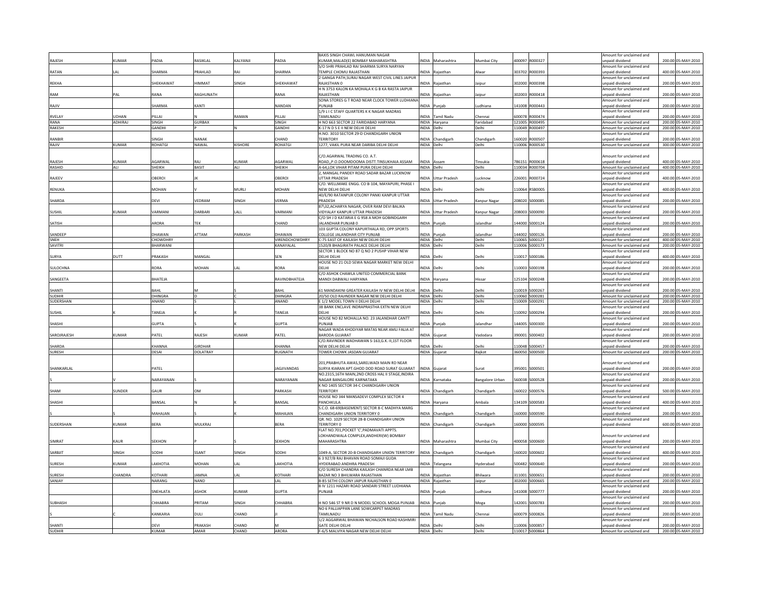| RAJESH | KUMAR | PADIA | RASIKLAL | KALYANJI | PADIA | BAXIS SINGH CHAWL HANUMAN NAGAR KUMAR,MALAD(E) BOMBAY MAHARASHTRA | INDIA | Maharashtra | Mumbai City | 400097 | R000327 | | Amount for unclaimed and unpaid dividend | 200.00 | 05-MAY-2010 |
|---|---|---|---|---|---|---|---|---|---|---|---|---|---|---|---|
| RATAN | LAL | SHARMA | PRAHLAD | RAI | SHARMA | S/O SHRI PRAHLAD RAI SHARMA SURYA NARYAN TEMPLE CHOMU RAJASTHAN | INDIA | Rajasthan | Alwar | 303702 | R000393 | | Amount for unclaimed and unpaid dividend | 400.00 | 05-MAY-2010 |
| REKHA | | SHEKHAWAT | HIMMAT | SINGH | SHEKHAWAT | 2 GANGA PATH,SURAJ NAGAR WEST CIVIL LINES JAIPUR RAJASTHAN 0 | INDIA | Rajasthan | Jaipur | 302000 | R000398 | | Amount for unclaimed and unpaid dividend | 200.00 | 05-MAY-2010 |
| RAM | PAL | RANA | RAGHUNATH | | RANA | H N 3753 KALON KA MOHALA K G B KA RASTA JAIPUR RAJASTHAN | INDIA | Rajasthan | Jaipur | 302003 | R000418 | | Amount for unclaimed and unpaid dividend | 200.00 | 05-MAY-2010 |
| RAJIV | | SHARMA | KANTI | | NANDAN | SONA STORES G T ROAD NEAR CLOCK TOWER LUDHIANA PUNJAB | INDIA | Punjab | Ludhiana | 141008 | R000443 | | Amount for unclaimed and unpaid dividend | 200.00 | 05-MAY-2010 |
| RVELAY | UDHAN | PILLAI | N | RAMAN | PILLAI | 1/9 L I C STAFF QUARTERS K K NAGAR MADRAS TAMILNADU | INDIA | Tamil Nadu | Chennai | 600078 | R000474 | | Amount for unclaimed and unpaid dividend | 200.00 | 05-MAY-2010 |
| RANA | ADHIRAJ | SINGH | GURBAX | | SINGH | H NO 663 SECTOR 22 FARIDABAD HARYANA | INDIA | Haryana | Faridabad | 121005 | R000495 | | Amount for unclaimed and | 200.00 | 05-MAY-2010 |
| RAKESH | | GANDHI | P | N | GANDHI | K-17 N D S E II NEW DELHI DELHI | INDIA | Delhi | Delhi | 110049 | R000497 | | Amount for unclaimed and | 200.00 | 05-MAY-2010 |
| RANBIR | | SINGH | NANAK | | CHAND | H.NO. 3010 SECTOR 29-D CHANDIGARH UNION TERRITORY | INDIA | Chandigarh | Chandigarh | 160020 | R000507 | | Amount for unclaimed and unpaid dividend | 200.00 | 05-MAY-2010 |
| RAJIV | KUMAR | ROHATGI | NAWAL | KISHORE | ROHATGI | 1277, VAKIL PURA NEAR DARIBA DELHI DELHI | INDIA | Delhi | Delhi | 110006 | R000530 | | Amount for unclaimed and | 300.00 | 05-MAY-2010 |
| RAJESH | KUMAR | AGARWAL | RAJ | KUMAR | AGARWAL | C/O.AGARWAL TRADING CO. A.T. ROAD,,P.O.DOOMDOOMA DISTT.TINSUKHAIA ASSAM | INDIA | Assam | Tinsukia | 786151 | R000618 | | Amount for unclaimed and unpaid dividend | 400.00 | 05-MAY-2010 |
| RASHID | ALI | SHEIKH | BASIT | ALI | SHEIKH | A-64,LOK VIHAR PITAM PURA DELHI DELHI | INDIA | Delhi | Delhi | 110034 | R000704 | | Amount for unclaimed and | 400.00 | 05-MAY-2010 |
| RAJEEV | | OBEROI | JK | | OBEROI | 2, MANGAL PANDEY ROAD SADAR BAZAR LUCKNOW UTTAR PRADESH | INDIA | Uttar Pradesh | Lucknow | 226001 | R000724 | | Amount for unclaimed and unpaid dividend | 400.00 | 05-MAY-2010 |
| RENUKA | | MOHAN | | MURLI | MOHAN | C/O. WELLMAKE ENGG. CO B-104, MAYAPURI, PHASE I NEW DELHI DELHI | INDIA | Delhi | Delhi | 110064 | RSB0005 | | Amount for unclaimed and unpaid dividend | 400.00 | 05-MAY-2010 |
| SHARDA | | DEVI | VEDRAM | SINGH | VERMA | 40/E/90 RATANPUR COLONY PANKI KANPUR UTTAR PRADESH | INDIA | Uttar Pradesh | Kanpur Nagar | 208020 | S000085 | | Amount for unclaimed and unpaid dividend | 200.00 | 05-MAY-2010 |
| SUSHIL | KUMAR | VARMANI | DARBARI | LALL | VARMANI | 87\32,ACHARYA NAGAR, OVER RAM DEVI BALIKA VIDYALAY KANPUR UTTAR PRADESH | INDIA | Uttar Pradesh | Kanpur Nagar | 208003 | S000090 | | Amount for unclaimed and unpaid dividend | 200.00 | 05-MAY-2010 |
| SATISH | | ARORA | TEK | | CHAND | C/O SH J D KATARIA E G 958 A MOH GOBINDGARH JALANDHAR PUNJAB 0 | INDIA | Punjab | Jalandhar | 144000 | S000124 | | Amount for unclaimed and unpaid dividend | 200.00 | 05-MAY-2010 |
| SANDEEP | | DHAWAN | ATTAM | PARKASH | DHAWAN | 103 GUPTA COLONY KAPURTHALA RD, OPP.SPORTS COLLEGE JALANDHAR CITY PUNJAB | INDIA | Punjab | Jalandhar | 144002 | S000126 | | Amount for unclaimed and unpaid dividend | 200.00 | 05-MAY-2010 |
| SNEH | | CHOWDHRY | | | VIRENDCHOWDHRY | C-75 EAST OF KAILASH NEW DELHI DELHI | INDIA | Delhi | Delhi | 110065 | S000127 | | Amount for unclaimed and | 400.00 | 05-MAY-2010 |
| SAVITRI | | BHARWANI | | | KANAYALAL | 1520/8 BHAGIRATH PALACE DELHI DELHI | INDIA | Delhi | Delhi | 110006 | S000173 | | Amount for unclaimed and | 200.00 | 05-MAY-2010 |
| SURYA | DUTT | PRAKASH | MANGAL | | SEN | SECTOR 1 BLOCK NO 87 Q NO 2 PUSHP VIHAR NEW DELHI DELHI | INDIA | Delhi | Delhi | 110017 | S000186 | | Amount for unclaimed and unpaid dividend | 400.00 | 05-MAY-2010 |
| SULOCHNA | | RORA | MOHAN | LAL | RORA | HOUSE NO 21 OLD SEWA NAGAR MARKET NEW DELHI DELHI | INDIA | Delhi | Delhi | 110003 | S000198 | | Amount for unclaimed and unpaid dividend | 200.00 | 05-MAY-2010 |
| SANGEETA | | BHATEJA | | | RAVINDBHATEJA | C/O ASHOK CHAWLA UNITED COMMERCIAL BANK MANDI DABWALI HARYANA | INDIA | Haryana | Hissar | 125104 | S000248 | | Amount for unclaimed and unpaid dividend | 200.00 | 05-MAY-2010 |
| SHANTI | | BAHL | M | S | BAHL | 61 MANDAKINI GREATER KAILASH IV NEW DELHI DELHI | INDIA | Delhi | Delhi | 110019 | S000267 | | Amount for unclaimed and unpaid dividend | 200.00 | 05-MAY-2010 |
| SUDHIR | | DHINGRA | D | C | DHINGRA | 20/50 OLD RAJINDER NAGAR NEW DELHI DELHI | INDIA | Delhi | Delhi | 110060 | S000281 | | Amount for unclaimed and | 200.00 | 05-MAY-2010 |
| SUDERSHAN | | ANAND | S | L | ANAND | E 1/2 MODEL TOWN II DELHI DELHI | INDIA | Delhi | Delhi | 110009 | S000291 | | Amount for unclaimed and | 200.00 | 05-MAY-2010 |
| SUSHIL | K | TANEJA | K | R | TANEJA | 38 BANK ENCLAVE INDRAPRASTHA EXTN NEW DELHI DELHI | INDIA | Delhi | Delhi | 110092 | S000294 | | Amount for unclaimed and unpaid dividend | 200.00 | 05-MAY-2010 |
| SHASHI | | GUPTA | S | K | GUPTA | HOUSE NO 82 MOHALLA NO. 23 JALANDHAR CANTT PUNJAB | INDIA | Punjab | Jalandhar | 144005 | S000300 | | Amount for unclaimed and unpaid dividend | 200.00 | 05-MAY-2010 |
| SAROJRAJESH | KUMAR | PATEL | RAJESH | KUMAR | PATEL | NAGAR WADA KHODIYAR MATAS NEAR AMLI FALIA AT BARODA GUJARAT | INDIA | Gujarat | Vadodara | 390001 | S000402 | | Amount for unclaimed and unpaid dividend | 200.00 | 05-MAY-2010 |
| SHARDA | | KHANNA | GIRDHAR | | KHANNA | C/O.RAVINDER WADHAWAN S-163,G.K.-II,1ST FLOOR NEW DELHI DELHI | INDIA | Delhi | Delhi | 110048 | S000457 | | Amount for unclaimed and unpaid dividend | 200.00 | 05-MAY-2010 |
| SURESH | | DESAI | DOLATRAY | | RUGNATH | TOWER CHOWK JASDAN GUJARAT | INDIA | Gujarat | Rajkot | 360050 | S000500 | | Amount for unclaimed and | 200.00 | 05-MAY-2010 |
| SHANKARLAL | | PATEL | | | JAGJIVANDAS | 201,PRABHUTA AWAS,SARELWADI MAIN RD NEAR SURYA KIARAN APT.GHOD DOD ROAD SURAT GUJARAT | INDIA | Gujarat | Surat | 395001 | S000501 | | Amount for unclaimed and unpaid dividend | 200.00 | 05-MAY-2010 |
| S | V | NARAYANAN | S | | NARAYANAN | NO.2315,16TH MAIN,2ND CROSS HAL II STAGE,INDIRA NAGAR BANGALORE KARNATAKA | INDIA | Karnataka | Bangalore Urban | 560038 | S000528 | | Amount for unclaimed and unpaid dividend | 200.00 | 05-MAY-2010 |
| SHAM | SUNDER | GAUR | OM | | PARKASH | K NO 1405 SECTOR 34-C CHANDIGARH UNION TERRITORY | INDIA | Chandigarh | Chandigarh | 160022 | S000576 | | Amount for unclaimed and unpaid dividend | 500.00 | 05-MAY-2010 |
| SHASHI | | BANSAL | N | K | BANSAL | HOUSE NO 344 MANSADEVI COMPLEX SECTOR 4 PANCHKULA | INDIA | Haryana | Ambala | 134109 | S000583 | | Amount for unclaimed and unpaid dividend | 400.00 | 05-MAY-2010 |
| S | S | MAHAJAN | S | K | MAHAJAN | S.C.O. 68-69(BASEMENT) SECTOR 8-C MADHYA MARG CHANDIGARH UNION TERRITORY 0 | INDIA | Chandigarh | Chandigarh | 160000 | S000590 | | Amount for unclaimed and unpaid dividend | 200.00 | 05-MAY-2010 |
| SUDERSHAN | KUMAR | BERA | MULKRAJ | | BERA | QR. NO. 1029 SECTOR 28-B CHANDIGARH UNION TERRITORY 0 | INDIA | Chandigarh | Chandigarh | 160000 | S000595 | | Amount for unclaimed and unpaid dividend | 600.00 | 05-MAY-2010 |
| SIMRAT | KAUR | SEKHON | P | S | SEKHON | FLAT NO.701,POCKET 'C',PADMAVATI APPTS. LOKHANDWALA COMPLEX,ANDHERI(W) BOMBAY MAHARASHTRA | INDIA | Maharashtra | Mumbai City | 400058 | S000600 | | Amount for unclaimed and unpaid dividend | 200.00 | 05-MAY-2010 |
| SARBJIT | SINGH | SODHI | SSANT | SINGH | SODHI | 1049-A, SECTOR 20-B CHANDIGARH UNION TERRITORY | INDIA | Chandigarh | Chandigarh | 160020 | S000602 | | Amount for unclaimed and unpaid dividend | 400.00 | 05-MAY-2010 |
| SURESH | KUMAR | LAKHOTIA | MOHAN | LAL | LAKHOTIA | 6 3 927/B RAJ BHAVAN ROAD SOMAJI GUDA HYDERABAD ANDHRA PRADESH | INDIA | Telangana | Hyderabad | 500482 | S000640 | | Amount for unclaimed and unpaid dividend | 200.00 | 05-MAY-2010 |
| SURESH | CHANDRA | KOTHARI | JAMNA | LAL | KOTHARI | C/O SURESH CHANDRA KAILASH CHANRDA NEAR LMB BAZAR NO 3 BHILWARA RAJASTHAN | INDIA | Rajasthan | Bhilwara | 311001 | S000651 | | Amount for unclaimed and unpaid dividend | 200.00 | 05-MAY-2010 |
| SANJAY | | NARANG | NAND | | LAL | B-85 SETHI COLONY JAIPUR RAJASTHAN 0 | INDIA | Rajasthan | Jaipur | 302000 | S000665 | | Amount for unclaimed and | 200.00 | 05-MAY-2010 |
| | | SNEHLATA | ASHOK | KUMAR | GUPTA | B IV 1211 HAZARI ROAD SANDARI STREET LUDHIANA PUNJAB | INDIA | Punjab | Ludhiana | 141008 | S000777 | | Amount for unclaimed and unpaid dividend | 200.00 | 05-MAY-2010 |
| SUBHASH | | CHHABRA | PRITAM | SINGH | CHHABRA | H NO 546 ST 9 NR D N MODEL SCHOOL MOGA PUNJAB | INDIA | Punjab | Moga | 142001 | S000783 | | Amount for unclaimed and unpaid dividend | 200.00 | 05-MAY-2010 |
| S | C | KANKARIA | DULI | CHAND | JI | NO 6 PALLIAPPAN LANE SOWCARPET MADRAS TAMILNADU | INDIA | Tamil Nadu | Chennai | 600079 | S000826 | | Amount for unclaimed and unpaid dividend | 200.00 | 05-MAY-2010 |
| SHANTI | | DEVI | PRAKASH | CHAND | M | 1/2 AGGARWAL BHAWAN NICHALSON ROAD KASHMIRI GATE DELHI DELHI | INDIA | Delhi | Delhi | 110006 | S000857 | | Amount for unclaimed and unpaid dividend | 200.00 | 05-MAY-2010 |
| SUDHIR | | KUMAR | AMAR | CHAND | ARORA | F-6/5 MALVIYA NAGAR NEW DELHI DELHI | INDIA | Delhi | Delhi | 110017 | S000864 | | Amount for unclaimed and | 200.00 | 05-MAY-2010 |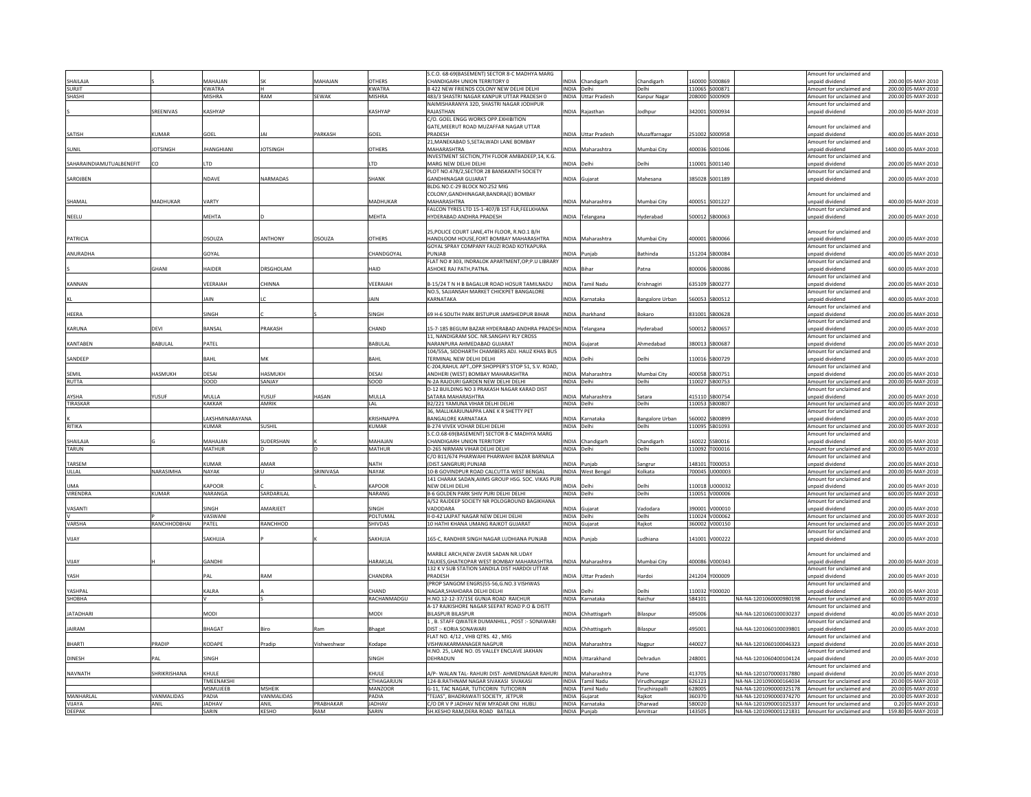| SHAILAJA | | MAHAJAN | SK | MAHAJAN | OTHERS | S.C.O. 68-69(BASEMENT) SECTOR 8-C MADHYA MARG CHANDIGARH UNION TERRITORY 0 | INDIA | Chandigarh | Chandigarh | 160000 | S000869 | | Amount for unclaimed and unpaid dividend | 200.00 | 05-MAY-2010 |
|---|---|---|---|---|---|---|---|---|---|---|---|---|---|---|---|
| SURJIT | | KWATRA | H | | KWATRA | B 422 NEW FRIENDS COLONY NEW DELHI DELHI | INDIA | Delhi | Delhi | 110065 | S000871 | | Amount for unclaimed and | 200.00 | 05-MAY-2010 |
| SHASHI | | MISHRA | RAM | SEWAK | MISHRA | 483/3 SHASTRI NAGAR KANPUR UTTAR PRADESH 0 | INDIA | Uttar Pradesh | Kanpur Nagar | 208000 | S000909 | | Amount for unclaimed and | 200.00 | 05-MAY-2010 |
| S | SREENIVAS | KASHYAP | | | KASHYAP | NAIMISHARANYA 32D, SHASTRI NAGAR JODHPUR RAJASTHAN | INDIA | Rajasthan | Jodhpur | 342001 | S000934 | | Amount for unclaimed and unpaid dividend | 200.00 | 05-MAY-2010 |
| SATISH | KUMAR | GOEL | JAI | PARKASH | GOEL | C/O. GOEL ENGG WORKS OPP.EXHIBITION GATE,MEERUT ROAD MUZAFFAR NAGAR UTTAR PRADESH | INDIA | Uttar Pradesh | Muzaffarnagar | 251002 | S000958 | | Amount for unclaimed and unpaid dividend | 400.00 | 05-MAY-2010 |
| SUNIL | JOTSINGH | JHANGHIANI | JOTSINGH | | OTHERS | 21,MANEKABAD 5,SETALWADI LANE BOMBAY MAHARASHTRA | INDIA | Maharashtra | Mumbai City | 400036 | S001046 | | Amount for unclaimed and unpaid dividend | 1400.00 | 05-MAY-2010 |
| SAHARAINDIAMUTUALBENEFIT | CO | LTD | | | LTD | INVESTMENT SECTION,7TH FLOOR AMBADEEP,14, K.G. MARG NEW DELHI DELHI | INDIA | Delhi | Delhi | 110001 | S001140 | | Amount for unclaimed and unpaid dividend | 200.00 | 05-MAY-2010 |
| SAROJBEN | | NDAVE | NARMADAS | | SHANK | PLOT NO.478/2,SECTOR 28 BANSKANTH SOCIETY GANDHINAGAR GUJARAT | INDIA | Gujarat | Mahesana | 385028 | S001189 | | Amount for unclaimed and unpaid dividend | 200.00 | 05-MAY-2010 |
| SHAMAL | MADHUKAR | VARTY | | | MADHUKAR | BLDG.NO.C-29 BLOCK NO.252 MIG COLONY,GANDHINAGAR,BANDRA(E) BOMBAY MAHARASHTRA | INDIA | Maharashtra | Mumbai City | 400051 | S001227 | | Amount for unclaimed and unpaid dividend | 400.00 | 05-MAY-2010 |
| NEELU | | MEHTA | D | | MEHTA | FALCON TYRES LTD 15-1-407/B 1ST FLR,FEELKHANA HYDERABAD ANDHRA PRADESH | INDIA | Telangana | Hyderabad | 500012 | SB00063 | | Amount for unclaimed and unpaid dividend | 200.00 | 05-MAY-2010 |
| PATRICIA | | DSOUZA | ANTHONY | DSOUZA | OTHERS | 25,POLICE COURT LANE,4TH FLOOR, R.NO.1 B/H HANDLOOM HOUSE,FORT BOMBAY MAHARASHTRA | INDIA | Maharashtra | Mumbai City | 400001 | SB00066 | | Amount for unclaimed and unpaid dividend | 200.00 | 05-MAY-2010 |
| ANURADHA | | GOYAL | | | CHANDGOYAL | GOYAL SPRAY COMPANY FAUZI ROAD KOTKAPURA PUNJAB | INDIA | Punjab | Bathinda | 151204 | SB00084 | | Amount for unclaimed and unpaid dividend | 400.00 | 05-MAY-2010 |
| S | GHANI | HAIDER | DRSGHOLAM | | HAID | FLAT NO # 303, INDRALOK APARTMENT,OP;P.U LIBRARY ASHOKE RAJ PATH,PATNA. | INDIA | Bihar | Patna | 800006 | SB00086 | | Amount for unclaimed and unpaid dividend | 600.00 | 05-MAY-2010 |
| KANNAN | | VEERAIAH | CHINNA | | VEERAIAH | B-15/24 T N H B BAGALUR ROAD HOSUR TAMILNADU | INDIA | Tamil Nadu | Krishnagiri | 635109 | SB00277 | | Amount for unclaimed and unpaid dividend | 200.00 | 05-MAY-2010 |
| KL | | JAIN | LC | | JAIN | NO.5, SAJJANSAH MARKET CHICKPET BANGALORE KARNATAKA | INDIA | Karnataka | Bangalore Urban | 560053 | SB00512 | | Amount for unclaimed and unpaid dividend | 400.00 | 05-MAY-2010 |
| HEERA | | SINGH | C | S | SINGH | 69 H-6 SOUTH PARK BISTUPUR JAMSHEDPUR BIHAR | INDIA | Jharkhand | Bokaro | 831001 | SB00628 | | Amount for unclaimed and unpaid dividend | 200.00 | 05-MAY-2010 |
| KARUNA | DEVI | BANSAL | PRAKASH | | CHAND | 15-7-185 BEGUM BAZAR HYDERABAD ANDHRA PRADESH | INDIA | Telangana | Hyderabad | 500012 | SB00657 | | Amount for unclaimed and unpaid dividend | 200.00 | 05-MAY-2010 |
| KANTABEN | BABULAL | PATEL | | | BABULAL | 11, NANDIGRAM SOC. NR.SANGHVI RLY CROSS NARANPURA AHMEDABAD GUJARAT | INDIA | Gujarat | Ahmedabad | 380013 | SB00687 | | Amount for unclaimed and unpaid dividend | 200.00 | 05-MAY-2010 |
| SANDEEP | | BAHL | MK | | BAHL | 104/55A, SIDDHARTH CHAMBERS ADJ. HAUZ KHAS BUS TERMINAL NEW DELHI DELHI | INDIA | Delhi | Delhi | 110016 | SB00729 | | Amount for unclaimed and unpaid dividend | 200.00 | 05-MAY-2010 |
| SEMIL | HASMUKH | DESAI | HASMUKH | | DESAI | C-204,RAHUL APT.,OPP.SHOPPER'S STOP 51, S.V. ROAD, ANDHERI (WEST) BOMBAY MAHARASHTRA | INDIA | Maharashtra | Mumbai City | 400058 | SB00751 | | Amount for unclaimed and unpaid dividend | 200.00 | 05-MAY-2010 |
| RUTTA | | SOOD | SANJAY | | SOOD | N-2A RAJOURI GARDEN NEW DELHI DELHI | INDIA | Delhi | Delhi | 110027 | SB00753 | | Amount for unclaimed and | 200.00 | 05-MAY-2010 |
| AYSHA | YUSUF | MULLA | YUSUF | HASAN | MULLA | D-12 BUILDING NO 3 PRAKASH NAGAR KARAD DIST SATARA MAHARASHTRA | INDIA | Maharashtra | Satara | 415110 | SB00754 | | Amount for unclaimed and unpaid dividend | 200.00 | 05-MAY-2010 |
| TIRASKAR | | KAKKAR | AMRIK | | LAL | B2/221 YAMUNA VIHAR DELHI DELHI | INDIA | Delhi | Delhi | 110053 | SB00807 | | Amount for unclaimed and | 400.00 | 05-MAY-2010 |
| K | | LAKSHMINARAYANA | | | KRISHNAPPA | 36, MALLIKARJUNAPPA LANE K R SHETTY PET BANGALORE KARNATAKA | INDIA | Karnataka | Bangalore Urban | 560002 | SB00899 | | Amount for unclaimed and unpaid dividend | 200.00 | 05-MAY-2010 |
| RITIKA | | KUMAR | SUSHIL | | KUMAR | B-274 VIVEK VOHAR DELHI DELHI | INDIA | Delhi | Delhi | 110095 | SB01093 | | Amount for unclaimed and | 200.00 | 05-MAY-2010 |
| SHAILAJA | G | MAHAJAN | SUDERSHAN | K | MAHAJAN | S.C.O.68-69(BASEMENT) SECTOR 8-C MADHYA MARG CHANDIGARH UNION TERRITORY | INDIA | Chandigarh | Chandigarh | 160022 | SSB0016 | | Amount for unclaimed and unpaid dividend | 400.00 | 05-MAY-2010 |
| TARUN | | MATHUR | D | D | MATHUR | D-265 NIRMAN VIHAR DELHI DELHI | INDIA | Delhi | Delhi | 110092 | T000016 | | Amount for unclaimed and | 200.00 | 05-MAY-2010 |
| TARSEM | | KUMAR | AMAR | | NATH | C/O B11/674 PHARWAHI PHARWAHI BAZAR BARNALA (DIST.SANGRUR) PUNJAB | INDIA | Punjab | Sangrur | 148101 | T000053 | | Amount for unclaimed and unpaid dividend | 200.00 | 05-MAY-2010 |
| ULLAL | NARASIMHA | NAYAK | U | SRINIVASA | NAYAK | 10-B GOVINDPUR ROAD CALCUTTA WEST BENGAL | INDIA | West Bengal | Kolkata | 700045 | U000003 | | Amount for unclaimed and | 200.00 | 05-MAY-2010 |
| UMA | | KAPOOR | C | L | KAPOOR | 141 CHARAK SADAN,AIIMS GROUP HSG. SOC. VIKAS PURI NEW DELHI DELHI | INDIA | Delhi | Delhi | 110018 | U000032 | | Amount for unclaimed and unpaid dividend | 200.00 | 05-MAY-2010 |
| VIRENDRA | KUMAR | NARANGA | SARDARILAL | | NARANG | B-6 GOLDEN PARK SHIV PURI DELHI DELHI | INDIA | Delhi | Delhi | 110051 | V000006 | | Amount for unclaimed and | 600.00 | 05-MAY-2010 |
| VASANTI | | SINGH | AMARJEET | | SINGH | A/52 RAJDEEP SOCIETY NR POLOGROUND BAGIKHANA VADODARA | INDIA | Gujarat | Vadodara | 390001 | V000010 | | Amount for unclaimed and unpaid dividend | 200.00 | 05-MAY-2010 |
| V | P | VASWANI | | | POLTUMAL | II-0-42 LAJPAT NAGAR NEW DELHI DELHI | INDIA | Delhi | Delhi | 110024 | V000062 | | Amount for unclaimed and | 200.00 | 05-MAY-2010 |
| VARSHA | RANCHHODBHAI | PATEL | RANCHHOD | | SHIVDAS | 10 HATHI KHANA UMANG RAJKOT GUJARAT | INDIA | Gujarat | Rajkot | 360002 | V000150 | | Amount for unclaimed and | 200.00 | 05-MAY-2010 |
| VIJAY | | SAKHUJA | P | K | SAKHUJA | 165-C, RANDHIR SINGH NAGAR LUDHIANA PUNJAB | INDIA | Punjab | Ludhiana | 141001 | V000222 | | Amount for unclaimed and unpaid dividend | 200.00 | 05-MAY-2010 |
| VIJAY | H | GANDHI | | | HARAKLAL | MARBLE ARCH,NEW ZAVER SADAN NR.UDAY TALKIES,GHATKOPAR WEST BOMBAY MAHARASHTRA | INDIA | Maharashtra | Mumbai City | 400086 | V000343 | | Amount for unclaimed and unpaid dividend | 200.00 | 05-MAY-2010 |
| YASH | | PAL | RAM | | CHANDRA | 132 K V SUB STATION SANDILA DIST HARDOI UTTAR PRADESH | INDIA | Uttar Pradesh | Hardoi | 241204 | Y000009 | | Amount for unclaimed and unpaid dividend | 200.00 | 05-MAY-2010 |
| YASHPAL | | KALRA | A | | CHAND | (PROP SANGOM ENGRS)55-56,G.NO.3 VISHWAS NAGAR,SHAHDARA DELHI DELHI | INDIA | Delhi | Delhi | 110032 | Y000020 | | Amount for unclaimed and unpaid dividend | 200.00 | 05-MAY-2010 |
| SHOBHA | | V | S | | RACHANMADGU | H.NO.12-12-37/15E GUNJA ROAD RAICHUR | INDIA | Karnataka | Raichur | 584101 | | NA-NA-1201060000980198 | Amount for unclaimed and | 60.00 | 05-MAY-2010 |
| JATADHARI | | MODI | | | MODI | A-17 RAJKISHORE NAGAR SEEPAT ROAD P.O & DISTT BILASPUR BILASPUR | INDIA | Chhattisgarh | Bilaspur | 495006 | | NA-NA-1201060100030237 | Amount for unclaimed and unpaid dividend | 40.00 | 05-MAY-2010 |
| JAIRAM | | BHAGAT | Biro | Ram | Bhagat | 1 , B. STAFF QWATER DUMANHILL , POST :- SONAWARI DIST :- KORIA SONAWARI | INDIA | Chhattisgarh | Bilaspur | 495001 | | NA-NA-1201060100039801 | Amount for unclaimed and unpaid dividend | 20.00 | 05-MAY-2010 |
| BHARTI | PRADIP | KODAPE | Pradip | Vishweshwar | Kodape | FLAT NO. 4/12 , VHB QTRS. 42 , MIG VISHWAKARMANAGER NAGPUR | INDIA | Maharashtra | Nagpur | 440027 | | NA-NA-1201060100046323 | Amount for unclaimed and unpaid dividend | 20.00 | 05-MAY-2010 |
| DINESH | PAL | SINGH | | | SINGH | H.NO. 25, LANE NO. 05 VALLEY ENCLAVE JAKHAN DEHRADUN | INDIA | Uttarakhand | Dehradun | 248001 | | NA-NA-1201060400104124 | Amount for unclaimed and unpaid dividend | 20.00 | 05-MAY-2010 |
| NAVNATH | SHRIKRISHANA | KHULE | | | KHULE | A/P- WALAN TAL- RAHURI DIST- AHMEDNAGAR RAHURI | INDIA | Maharashtra | Pune | 413705 | | NA-NA-1201070000317880 | Amount for unclaimed and unpaid dividend | 20.00 | 05-MAY-2010 |
| | | TMEENAKSHI | | | CTHIAGARJUN | 124-B,RATHNAM NAGAR SIVAKASI SIVAKASI | INDIA | Tamil Nadu | Virudhunagar | 626123 | | NA-NA-1201090000164034 | Amount for unclaimed and | 20.00 | 05-MAY-2010 |
| | | MSMUJEEB | MSHEIK | | MANZOOR | G-11, TAC NAGAR, TUTICORIN TUTICORIN | INDIA | Tamil Nadu | Tiruchirapalli | 628005 | | NA-NA-1201090000325178 | Amount for unclaimed and | 20.00 | 05-MAY-2010 |
| MANHARLAL | VANMALIDAS | PADIA | VANMALIDAS | | PADIA | "TEJAS", BHADRAWATI SOCIETY, JETPUR | INDIA | Gujarat | Rajkot | 360370 | | NA-NA-1201090000374270 | Amount for unclaimed and | 20.00 | 05-MAY-2010 |
| VIJAYA | ANIL | JADHAV | ANIL | PRABHAKAR | JADHAV | C/O DR V P JADHAV NEW MYADAR ONI HUBLI | INDIA | Karnataka | Dharwad | 580020 | | NA-NA-1201090001025337 | Amount for unclaimed and | 0.20 | 05-MAY-2010 |
| DEEPAK | | SARIN | KESHO | RAM | SARIN | SH.KESHO RAM,DERA ROAD BATALA | INDIA | Punjab | Amritsar | 143505 | | NA-NA-1201090001121831 | Amount for unclaimed and | 159.80 | 05-MAY-2010 |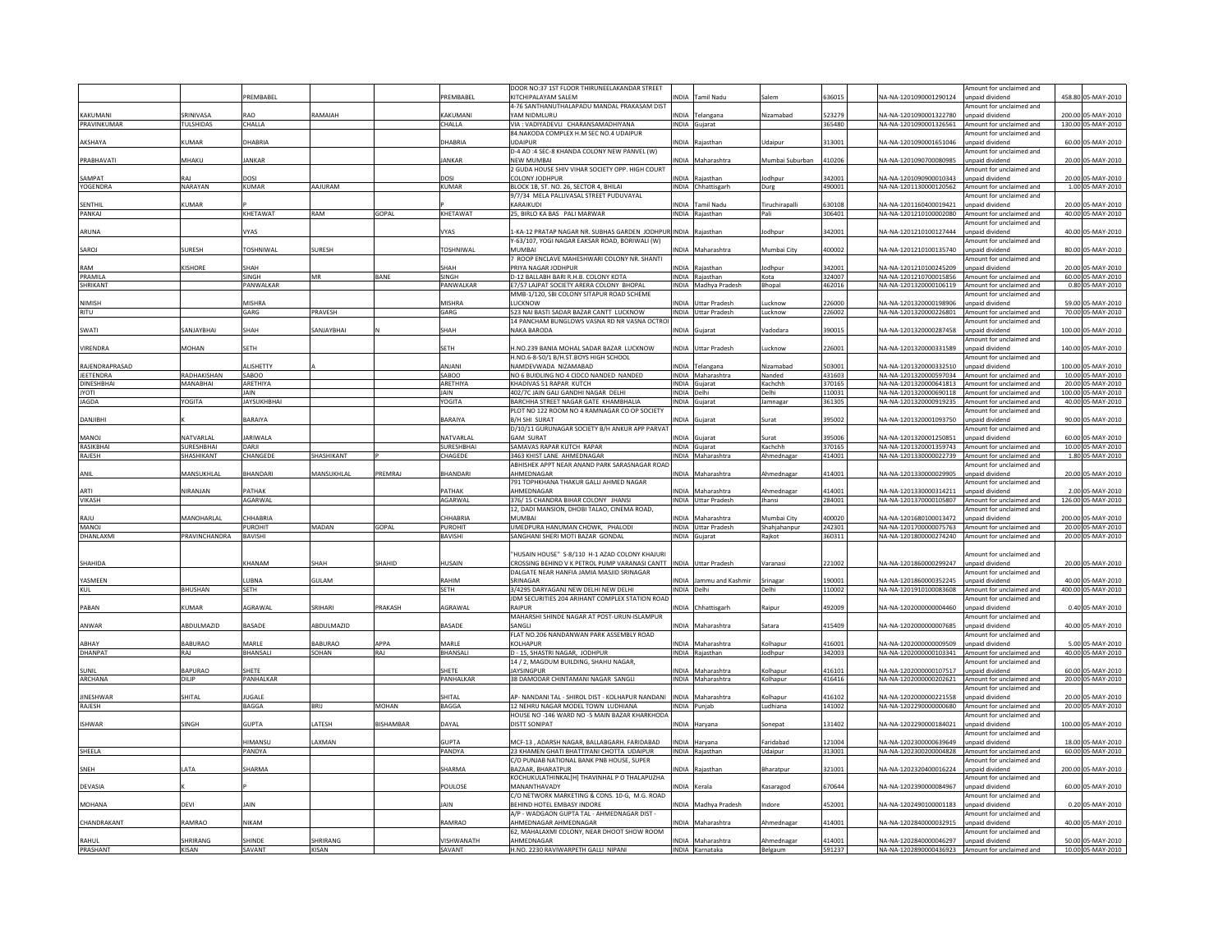| | | | | | | | | | | | | | | |
|---|---|---|---|---|---|---|---|---|---|---|---|---|---|---|
| | | PREMBABEL | | | PREMBABEL | DOOR NO:37 1ST FLOOR THIRUNEELAKANDAR STREET KITCHIPALAYAM SALEM | INDIA | Tamil Nadu | Salem | 636015 | NA-NA-1201090001290124 | Amount for unclaimed and unpaid dividend | 458.80 | 05-MAY-2010 |
| KAKUMANI | SRINIVASA | RAO | RAMAIAH | | KAKUMANI | 4-76 SANTHANUTHALAPADU MANDAL PRAKASAM DIST YAM NIDMLURU | INDIA | Telangana | Nizamabad | 523279 | NA-NA-1201090001322780 | Amount for unclaimed and unpaid dividend | 200.00 | 05-MAY-2010 |
| PRAVINKUMAR | TULSHIDAS | CHALLA | | | CHALLA | VIA : VADIYADEVLI CHARANSAMADHIYANA | INDIA | Gujarat | | 365480 | NA-NA-1201090001326561 | Amount for unclaimed and unpaid dividend | 130.00 | 05-MAY-2010 |
| AKSHAYA | KUMAR | DHABRIA | | | DHABRIA | 84.NAKODA COMPLEX H.M SEC NO.4 UDAIPUR UDAIPUR | INDIA | Rajasthan | Udaipur | 313001 | NA-NA-1201090001651046 | Amount for unclaimed and unpaid dividend | 60.00 | 05-MAY-2010 |
| PRABHAVATI | MHAKU | JANKAR | | | JANKAR | D-4 AO :4 SEC-8 KHANDA COLONY NEW PANVEL (W) NEW MUMBAI | INDIA | Maharashtra | Mumbai Suburban | 410206 | NA-NA-1201090700080985 | Amount for unclaimed and unpaid dividend | 20.00 | 05-MAY-2010 |
| SAMPAT | RAJ | DOSI | | | DOSI | 2 GUDA HOUSE SHIV VIHAR SOCIETY OPP. HIGH COURT COLONY JODHPUR | INDIA | Rajasthan | Jodhpur | 342001 | NA-NA-1201090900010343 | Amount for unclaimed and unpaid dividend | 20.00 | 05-MAY-2010 |
| YOGENDRA | NARAYAN | KUMAR | AAJURAM | | KUMAR | BLOCK 1B, ST. NO. 26, SECTOR 4, BHILAI | INDIA | Chhattisgarh | Durg | 490001 | NA-NA-1201130000120562 | Amount for unclaimed and unpaid dividend | 1.00 | 05-MAY-2010 |
| SENTHIL | KUMAR | P | | | P | 9/7/34 MELA PALLIVASAL STREET PUDUVAYAL KARAIKUDI | INDIA | Tamil Nadu | Tiruchirapalli | 630108 | NA-NA-1201160400019421 | Amount for unclaimed and unpaid dividend | 20.00 | 05-MAY-2010 |
| PANKAJ | | KHETAWAT | RAM GOPAL | | KHETAWAT | 25, BIRLO KA BAS PALI MARWAR | INDIA | Rajasthan | Pali | 306401 | NA-NA-1201210100002080 | Amount for unclaimed and unpaid dividend | 40.00 | 05-MAY-2010 |
| ARUNA | | VYAS | | | VYAS | 1-KA-12 PRATAP NAGAR NR. SUBHAS GARDEN JODHPUR | INDIA | Rajasthan | Jodhpur | 342001 | NA-NA-1201210100127444 | Amount for unclaimed and unpaid dividend | 40.00 | 05-MAY-2010 |
| SAROJ | SURESH | TOSHNIWAL | SURESH | | TOSHNIWAL | Y-63/107, YOGI NAGAR EAKSAR ROAD, BORIWALI (W) MUMBAI | INDIA | Maharashtra | Mumbai City | 400002 | NA-NA-1201210100135740 | Amount for unclaimed and unpaid dividend | 80.00 | 05-MAY-2010 |
| RAM | KISHORE | SHAH | | | SHAH | 7 ROOP ENCLAVE MAHESHWARI COLONY NR. SHANTI PRIYA NAGAR JODHPUR | INDIA | Rajasthan | Jodhpur | 342001 | NA-NA-1201210100245209 | Amount for unclaimed and unpaid dividend | 20.00 | 05-MAY-2010 |
| PRAMILA | | SINGH | MR | BANE | SINGH | D-12 BALLABH BARI R.H.B. COLONY KOTA | INDIA | Rajasthan | Kota | 324007 | NA-NA-1201210700015856 | Amount for unclaimed and unpaid dividend | 60.00 | 05-MAY-2010 |
| SHRIKANT | | PANWALKAR | | | PANWALKAR | E7/57 LAJPAT SOCIETY ARERA COLONY BHOPAL | INDIA | Madhya Pradesh | Bhopal | 462016 | NA-NA-1201320000106119 | Amount for unclaimed and unpaid dividend | 0.80 | 05-MAY-2010 |
| NIMISH | | MISHRA | | | MISHRA | MMB-1/120, SBI COLONY SITAPUR ROAD SCHEME LUCKNOW | INDIA | Uttar Pradesh | Lucknow | 226000 | NA-NA-1201320000198906 | Amount for unclaimed and unpaid dividend | 59.00 | 05-MAY-2010 |
| RITU | | GARG | PRAVESH | | GARG | 523 NAI BASTI SADAR BAZAR CANTT LUCKNOW | INDIA | Uttar Pradesh | Lucknow | 226002 | NA-NA-1201320000226801 | Amount for unclaimed and unpaid dividend | 70.00 | 05-MAY-2010 |
| SWATI | SANJAYBHAI | SHAH | SANJAYBHAI | N | SHAH | 14 PANCHAM BUNGLOWS VASNA RD NR VASNA OCTROI NAKA BARODA | INDIA | Gujarat | Vadodara | 390015 | NA-NA-1201320000287458 | Amount for unclaimed and unpaid dividend | 100.00 | 05-MAY-2010 |
| VIRENDRA | MOHAN | SETH | | | SETH | H.NO.239 BANIA MOHAL SADAR BAZAR LUCKNOW | INDIA | Uttar Pradesh | Lucknow | 226001 | NA-NA-1201320000331589 | Amount for unclaimed and unpaid dividend | 140.00 | 05-MAY-2010 |
| RAJENDRAPRASAD | | ALISHETTY | A | | ANJANI | H.NO.6-8-50/1 B/H.ST.BOYS HIGH SCHOOL NAMDEVWADA NIZAMABAD | INDIA | Telangana | Nizamabad | 503001 | NA-NA-1201320000332510 | Amount for unclaimed and unpaid dividend | 100.00 | 05-MAY-2010 |
| JEETENDRA | RADHAKISHAN | SABOO | | | SABOO | NO 6 BUIDLING NO 4 CIDCO NANDED NANDED | INDIA | Maharashtra | Nanded | 431603 | NA-NA-1201320000597034 | Amount for unclaimed and unpaid dividend | 10.00 | 05-MAY-2010 |
| DINESHBHAI | MANABHAI | ARETHIYA | | | ARETHIYA | KHADIVAS 51 RAPAR KUTCH | INDIA | Gujarat | Kachchh | 370165 | NA-NA-1201320000641813 | Amount for unclaimed and unpaid dividend | 20.00 | 05-MAY-2010 |
| JYOTI | | JAIN | | | JAIN | 402/7C JAIN GALI GANDHI NAGAR DELHI | INDIA | Delhi | Delhi | 110031 | NA-NA-1201320000690118 | Amount for unclaimed and unpaid dividend | 100.00 | 05-MAY-2010 |
| JAGDA | YOGITA | JAYSUKHBHAI | | | YOGITA | BARCHHA STREET NAGAR GATE KHAMBHALIA | INDIA | Gujarat | Jamnagar | 361305 | NA-NA-1201320000919235 | Amount for unclaimed and unpaid dividend | 40.00 | 05-MAY-2010 |
| DANJIBHI | K | BARAIYA | | | BARAIYA | PLOT NO 122 ROOM NO 4 RAMNAGAR CO OP SOCIETY B/H SHI SURAT | INDIA | Gujarat | Surat | 395002 | NA-NA-1201320001093750 | Amount for unclaimed and unpaid dividend | 90.00 | 05-MAY-2010 |
| MANOJ | NATVARLAL | JARIWALA | | | NATVARLAL | D/10/11 GURUNAGAR SOCIETY B/H ANKUR APP PARVAT GAM SURAT | INDIA | Gujarat | Surat | 395006 | NA-NA-1201320001250851 | Amount for unclaimed and unpaid dividend | 60.00 | 05-MAY-2010 |
| RASIKBHAI | SURESHBHAI | DARJI | | | SURESHBHAI | SAMAVAS RAPAR KUTCH RAPAR | INDIA | Gujarat | Kachchh | 370165 | NA-NA-1201320001359743 | Amount for unclaimed and unpaid dividend | 10.00 | 05-MAY-2010 |
| RAJESH | SHASHIKANT | CHANGEDE | SHASHIKANT | P | CHAGEDE | 3463 KHIST LANE AHMEDNAGAR | INDIA | Maharashtra | Ahmednagar | 414001 | NA-NA-1201330000022739 | Amount for unclaimed and unpaid dividend | 1.80 | 05-MAY-2010 |
| ANIL | MANSUKHLAL | BHANDARI | MANSUKHLAL | PREMRAJ | BHANDARI | ABHISHEK APPT NEAR ANAND PARK SARASNAGAR ROAD AHMEDNAGAR | INDIA | Maharashtra | Ahmednagar | 414001 | NA-NA-1201330000029905 | Amount for unclaimed and unpaid dividend | 20.00 | 05-MAY-2010 |
| ARTI | NIRANJAN | PATHAK | | | PATHAK | 791 TOPHKHANA THAKUR GALLI AHMED NAGAR AHMEDNAGAR | INDIA | Maharashtra | Ahmednagar | 414001 | NA-NA-1201330000314211 | Amount for unclaimed and unpaid dividend | 2.00 | 05-MAY-2010 |
| VIKASH | | AGARWAL | | | AGARWAL | 376/ 15 CHANDRA BIHAR COLONY JHANSI | INDIA | Uttar Pradesh | Jhansi | 284001 | NA-NA-1201370000105807 | Amount for unclaimed and unpaid dividend | 126.00 | 05-MAY-2010 |
| RAJU | MANOHARLAL | CHHABRIA | | | CHHABRIA | 12, DADI MANSION, DHOBI TALAO, CINEMA ROAD, MUMBAI | INDIA | Maharashtra | Mumbai City | 400020 | NA-NA-1201680100013472 | Amount for unclaimed and unpaid dividend | 200.00 | 05-MAY-2010 |
| MANOJ | | PUROHIT | MADAN | GOPAL | PUROHIT | UMEDPURA HANUMAN CHOWK, PHALODI | INDIA | Uttar Pradesh | Shahjahanpur | 242301 | NA-NA-1201700000075763 | Amount for unclaimed and unpaid dividend | 20.00 | 05-MAY-2010 |
| DHANLAXMI | PRAVINCHANDRA | BAVISHI | | | BAVISHI | SANGHANI SHERI MOTI BAZAR GONDAL | INDIA | Gujarat | Rajkot | 360311 | NA-NA-1201800000274240 | Amount for unclaimed and unpaid dividend | 20.00 | 05-MAY-2010 |
| SHAHIDA | | KHANAM | SHAH | SHAHID | HUSAIN | "HUSAIN HOUSE" S-8/110 H-1 AZAD COLONY KHAJURI CROSSING BEHIND V K PETROL PUMP VARANASI CANTT | INDIA | Uttar Pradesh | Varanasi | 221002 | NA-NA-1201860000299247 | Amount for unclaimed and unpaid dividend | 20.00 | 05-MAY-2010 |
| YASMEEN | | LUBNA | GULAM | | RAHIM | DALGATE NEAR HANFIA JAMIA MASJID SRINAGAR SRINAGAR | INDIA | Jammu and Kashmir | Srinagar | 190001 | NA-NA-1201860000352245 | Amount for unclaimed and unpaid dividend | 40.00 | 05-MAY-2010 |
| KUL | BHUSHAN | SETH | | | SETH | 3/4295 DARYAGANJ NEW DELHI NEW DELHI | INDIA | Delhi | Delhi | 110002 | NA-NA-1201910100083608 | Amount for unclaimed and unpaid dividend | 400.00 | 05-MAY-2010 |
| PABAN | KUMAR | AGRAWAL | SRIHARI | PRAKASH | AGRAWAL | JDM SECURITIES 204 ARIHANT COMPLEX STATION ROAD RAIPUR | INDIA | Chhattisgarh | Raipur | 492009 | NA-NA-1202000000004460 | Amount for unclaimed and unpaid dividend | 0.40 | 05-MAY-2010 |
| ANWAR | ABDULMAZID | BASADE | ABDULMAZID | | BASADE | MAHARSHI SHINDE NAGAR AT POST-URUN-ISLAMPUR SANGLI | INDIA | Maharashtra | Satara | 415409 | NA-NA-1202000000007685 | Amount for unclaimed and unpaid dividend | 40.00 | 05-MAY-2010 |
| ABHAY | BABURAO | MARLE | BABURAO | APPA | MARLE | FLAT NO.206 NANDANWAN PARK ASSEMBLY ROAD KOLHAPUR | INDIA | Maharashtra | Kolhapur | 416001 | NA-NA-1202000000009509 | Amount for unclaimed and unpaid dividend | 5.00 | 05-MAY-2010 |
| DHANPAT | RAJ | BHANSALI | SOHAN | RAJ | BHANSALI | D - 15, SHASTRI NAGAR, JODHPUR | INDIA | Rajasthan | Jodhpur | 342003 | NA-NA-1202000000103341 | Amount for unclaimed and unpaid dividend | 40.00 | 05-MAY-2010 |
| SUNIL | BAPURAO | SHETE | | | SHETE | 14 / 2, MAGDUM BUILDING, SHAHU NAGAR, JAYSINGPUR | INDIA | Maharashtra | Kolhapur | 416101 | NA-NA-1202000000107517 | Amount for unclaimed and unpaid dividend | 60.00 | 05-MAY-2010 |
| ARCHANA | DILIP | PANHALKAR | | | PANHALKAR | 38 DAMODAR CHINTAMANI NAGAR SANGLI | INDIA | Maharashtra | Kolhapur | 416416 | NA-NA-1202000000202621 | Amount for unclaimed and unpaid dividend | 20.00 | 05-MAY-2010 |
| JINESHWAR | SHITAL | JUGALE | | | SHITAL | AP- NANDANI TAL - SHIROL DIST - KOLHAPUR NANDANI | INDIA | Maharashtra | Kolhapur | 416102 | NA-NA-1202000000221558 | Amount for unclaimed and unpaid dividend | 20.00 | 05-MAY-2010 |
| RAJESH | | BAGGA | BRIJ | MOHAN | BAGGA | 12 NEHRU NAGAR MODEL TOWN LUDHIANA | INDIA | Punjab | Ludhiana | 141002 | NA-NA-1202290000000680 | Amount for unclaimed and unpaid dividend | 20.00 | 05-MAY-2010 |
| ISHWAR | SINGH | GUPTA | LATESH | BISHAMBAR | DAYAL | HOUSE NO -146 WARD NO -5 MAIN BAZAR KHARKHODA DISTT SONIPAT | INDIA | Haryana | Sonepat | 131402 | NA-NA-1202290000184021 | Amount for unclaimed and unpaid dividend | 100.00 | 05-MAY-2010 |
| | | HIMANSU | LAXMAN | | GUPTA | MCF-13 , ADARSH NAGAR, BALLABGARH. FARIDABAD | INDIA | Haryana | Faridabad | 121004 | NA-NA-1202300000639649 | Amount for unclaimed and unpaid dividend | 18.00 | 05-MAY-2010 |
| SHEELA | | PANDYA | | | PANDYA | 23 KHAMEN GHATI BHATTIYANI CHOTTA UDAIPUR | INDIA | Rajasthan | Udaipur | 313001 | NA-NA-1202300200004828 | Amount for unclaimed and unpaid dividend | 60.00 | 05-MAY-2010 |
| SNEH | LATA | SHARMA | | | SHARMA | C/O PUNJAB NATIONAL BANK PNB HOUSE, SUPER BAZAAR, BHARATPUR | INDIA | Rajasthan | Bharatpur | 321001 | NA-NA-1202320400016224 | Amount for unclaimed and unpaid dividend | 200.00 | 05-MAY-2010 |
| DEVASIA | K | P | | | POULOSE | KOCHUKULATHINKAL[H] THAVINHAL P O THALAPUZHA MANANTHAVADY | INDIA | Kerala | Kasaragod | 670644 | NA-NA-1202390000084967 | Amount for unclaimed and unpaid dividend | 60.00 | 05-MAY-2010 |
| MOHANA | DEVI | JAIN | | | JAIN | C/O NETWORK MARKETING & CONS. 10-G, M.G. ROAD BEHIND HOTEL EMBASY INDORE | INDIA | Madhya Pradesh | Indore | 452001 | NA-NA-1202490100001183 | Amount for unclaimed and unpaid dividend | 0.20 | 05-MAY-2010 |
| CHANDRAKANT | RAMRAO | NIKAM | | | RAMRAO | A/P - WADGAON GUPTA TAL - AHMEDNAGAR DIST - AHMEDNAGAR AHMEDNAGAR | INDIA | Maharashtra | Ahmednagar | 414001 | NA-NA-1202840000032915 | Amount for unclaimed and unpaid dividend | 40.00 | 05-MAY-2010 |
| RAHUL | SHRIRANG | SHINDE | SHRIRANG | | VISHWANATH | 62, MAHALAXMI COLONY, NEAR DHOOT SHOW ROOM AHMEDNAGAR | INDIA | Maharashtra | Ahmednagar | 414001 | NA-NA-1202840000046297 | Amount for unclaimed and unpaid dividend | 50.00 | 05-MAY-2010 |
| PRASHANT | KISAN | SAVANT | KISAN | | SAVANT | H.NO. 2230 RAVIWARPETH GALLI NIPANI | INDIA | Karnataka | Belgaum | 591237 | NA-NA-1202890000436923 | Amount for unclaimed and unpaid dividend | 10.00 | 05-MAY-2010 |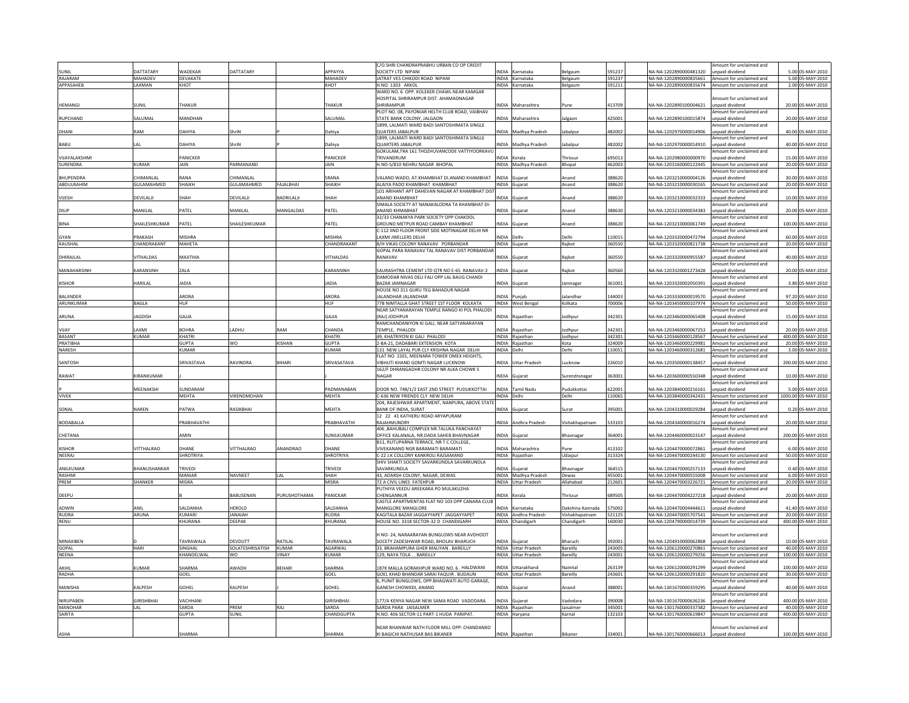| | | | | | | | | | | | | | | | |
|---|---|---|---|---|---|---|---|---|---|---|---|---|---|---|---|
| SUNIL | DATTATARY | WADEKAR | DATTATARY | | APPAYYA | C/O.SHRI CHANDRAPRABHU URBAN CO OP CREDIT SOCIETY LTD NIPANI | INDIA | Karnataka | Belgaum | 591237 | | NA-NA-1202890000481320 | Amount for unclaimed and unpaid dividend | 5.00 | 05-MAY-2010 |
| RAJARAM | MAHADEV | DEVAKATE | | | MAHADEV | JATRAT VES CHIKODI ROAD NIPANI | INDIA | Karnataka | Belgaum | 591237 | | NA-NA-1202890000835661 | Amount for unclaimed and | 5.00 | 05-MAY-2010 |
| APPASAHEB | LAXMAN | KHOT | | | KHOT | H.NO. 1303 AKKOL | INDIA | Karnataka | Belgaum | 591211 | | NA-NA-1202890000835674 | Amount for unclaimed and | 2.00 | 05-MAY-2010 |
| HEMANGI | SUNIL | THAKUR | | | THAKUR | WARD NO. 6 OPP. KOLEKER CHAWL NEAR KAMGAR HOSPITAL SHRIRAMPUR DIST. AHAMADNAGAR SHRIRAMPUR | INDIA | Maharashtra | Pune | 413709 | | NA-NA-1202890100004621 | Amount for unclaimed and unpaid dividend | 20.00 | 05-MAY-2010 |
| RUPCHAND | SALUMAL | MANDHAN | | | SALUMAL | PLOT NO. 08, PAYONIAR HELTH CLUB ROAD, VAIBHAV STATE BANK COLONY, JALGAON | INDIA | Maharashtra | Jalgaon | 425001 | | NA-NA-1202890100015874 | Amount for unclaimed and unpaid dividend | 20.00 | 05-MAY-2010 |
| DHANI | RAM | DAHIYA | ShriN | P | Dahiya | 1899, LALMATI WARD BADI SANTOSHIMATA SINGLE QUATERS JABALPUR | INDIA | Madhya Pradesh | Jabalpur | 482002 | | NA-NA-1202970000014906 | Amount for unclaimed and unpaid dividend | 40.00 | 05-MAY-2010 |
| BABU | LAL | DAHIYA | ShriN | P | Dahiya | 1899, LALMATI WARD BADI SANTOSHIMATA SINGLE QUARTERS JABALPUR | INDIA | Madhya Pradesh | Jabalpur | 482002 | | NA-NA-1202970000014910 | Amount for unclaimed and unpaid dividend | 40.00 | 05-MAY-2010 |
| VIJAYALAKSHMI | | PANICKER | | | PANICKER | GOKULAM,TRA 161 THOZHUVANCODE VATTIYOORKAVU TRIVANDRUM | INDIA | Kerala | Thrissur | 695013 | | NA-NA-1202980000000970 | Amount for unclaimed and unpaid dividend | 15.00 | 05-MAY-2010 |
| SURENDRA | KUMAR | JAIN | PARMANAND | | JAIN | H.NO-5/810 NEHRU NAGAR BHOPAL | INDIA | Madhya Pradesh | Bhopal | 462003 | | NA-NA-1203160000122445 | Amount for unclaimed and | 20.00 | 05-MAY-2010 |
| BHUPENDRA | CHIMANLAL | RANA | CHIMANLAL | | SRANA | VALAND WADO, AT.KHAMBHAT DI.ANAND KHAMBHAT | INDIA | Gujarat | Anand | 388620 | | NA-NA-1203210000004126 | Amount for unclaimed and unpaid dividend | 30.00 | 05-MAY-2010 |
| ABDULRAHIM | GULAMAHMED | SHAIKH | GULAMAHMED | FAJALBHAI | SHAIKH | ALAIYA PADO KHAMBHAT KHAMBHAT | INDIA | Gujarat | Anand | 388620 | | NA-NA-1203210000030165 | Amount for unclaimed and | 20.00 | 05-MAY-2010 |
| VIJESH | DEVILALJI | SHAH | DEVILALJI | BADRILALJI | SHAH | 101 ARIHANT APT DAHEVAN NAGAR AT KHAMBHAT DIST ANAND KHAMBHAT | INDIA | Gujarat | Anand | 388620 | | NA-NA-1203210000032333 | Amount for unclaimed and unpaid dividend | 10.00 | 05-MAY-2010 |
| DILIP | MANILAL | PATEL | MANILAL | MANGALDAS | PATEL | SIMALA SOCIETY AT NANAKALODRA TA KHAMBHAT DI-ANAND KHMABHAT | INDIA | Gujarat | Anand | 388630 | | NA-NA-1203210000034383 | Amount for unclaimed and unpaid dividend | 20.00 | 05-MAY-2010 |
| BINA | SHAILESHKUMAR | PATEL | SHAILESHKUMAR | | PATEL | 32/33 CHANAKYA PARK SOCIETY OPP CHAKDOL GROUND METPUR ROAD CAMBAY KHAMBHAT | INDIA | Gujarat | Anand | 388620 | | NA-NA-1203210000061749 | Amount for unclaimed and unpaid dividend | 100.00 | 05-MAY-2010 |
| GYAN | PRAKASH | MISHRA | | | MISHRA | C-112 IIND FLOOR FRONT SIDE MOTINAGAR DELHI NR LAXMI JWELLERS DELHI | INDIA | Delhi | Delhi | 110015 | | NA-NA-1203320000472794 | Amount for unclaimed and unpaid dividend | 60.00 | 05-MAY-2010 |
| KAUSHAL | CHANDRAKANT | MAHETA | | | CHANDRAKANT | B/H VIKAS COLONY RANAVAV PORBANDAR | INDIA | Gujarat | Rajkot | 360550 | | NA-NA-1203320000821738 | Amount for unclaimed and | 20.00 | 05-MAY-2010 |
| DHIRAJLAL | VITHALDAS | MAJITHIA | | | VITHALDAS | GOPAL PARA RANAVAV TAL RANAVAV DIST PORBANDAR RANAVAV | INDIA | Gujarat | Rajkot | 360550 | | NA-NA-1203320000955587 | Amount for unclaimed and unpaid dividend | 40.00 | 05-MAY-2010 |
| MANAHARSINH | KARANSINH | ZALA | | | KARANSINH | SAURASHTRA CEMENT LTD QTR NO E-65 RANAVAV-2 | INDIA | Gujarat | Rajkot | 360560 | | NA-NA-1203320001273428 | Amount for unclaimed and unpaid dividend | 20.00 | 05-MAY-2010 |
| KISHOR | HARILAL | JADIA | | | JADIA | DAMODAR NIVAS DELI FALI OPP LAL BAUG CHANDI BAZAR JAMNAGAR | INDIA | Gujarat | Jamnagar | 361001 | | NA-NA-1203320002050391 | Amount for unclaimed and unpaid dividend | 3.80 | 05-MAY-2010 |
| BALJINDER | | ARORA | | | ARORA | HOUSE NO 311 GURU TEG BAHADUR NAGAR JALANDHAR JALANDHAR | INDIA | Punjab | Jalandhar | 144003 | | NA-NA-1203330000019570 | Amount for unclaimed and unpaid dividend | 97.20 | 05-MAY-2010 |
| ARUNKUMAR | BAGLA | HUF | | | HUF | 77B NIMTALLA GHAT STREET 1ST FLOOR KOLKATA | INDIA | West Bengal | Kolkata | 700006 | | NA-NA-1203450000107974 | Amount for unclaimed and | 50.00 | 05-MAY-2010 |
| ARUNA | JAGDISH | GAJJA | | | GAJJA | NEAR SATYANARAYAN TEMPLE RANGO KI POL PHALODI (RAJ) JODHPUR | INDIA | Rajasthan | Jodhpur | 342301 | | NA-NA-1203460000065408 | Amount for unclaimed and unpaid dividend | 15.00 | 05-MAY-2010 |
| VIJAY | LAXMI | BOHRA | LADHU | RAM | CHANDA | RAMCHANDANIYON KI GALI, NEAR SATYANARAYAN TEMPLE, PHALODI | INDIA | Rajasthan | Jodhpur | 342301 | | NA-NA-1203460000067253 | Amount for unclaimed and unpaid dividend | 20.00 | 05-MAY-2010 |
| BASANT | KUMAR | KHATRI | | | KHATRI | 49, KHATRIYON KI GALI PHALODI | INDIA | Rajasthan | Jodhpur | 342301 | | NA-NA-1203460000128567 | Amount for unclaimed and | 400.00 | 05-MAY-2010 |
| PRATIBHA | | GUPTA | WO | KISHAN | GUPTA | 2-BA-21, DADABARI EXTENSION KOTA | INDIA | Rajasthan | Kota | 324009 | | NA-NA-1203460000229981 | Amount for unclaimed and | 20.00 | 05-MAY-2010 |
| NARESH | | KUMAR | | | KUMAR | 131 NEW LAYAL PUR CLY KRISHNA NAGAR DELHI | INDIA | Delhi | Delhi | 110051 | | NA-NA-1203460000312681 | Amount for unclaimed and | 3.00 | 05-MAY-2010 |
| SANTOSH | | SRIVASTAVA | RAVINDRA | BIHARI | SRIVASATAVA | FLAT NO. 1501, MEENARA TOWER OMEX HEIGHTS, VIBHUTI KHAND GOMTI NAGAR LUCKNOW | INDIA | Uttar Pradesh | Lucknow | 226010 | | NA-NA-1203500000138457 | Amount for unclaimed and unpaid dividend | 200.00 | 05-MAY-2010 |
| RAWAT | KIRANKUMAR | | | | J | 162/F DHRANGADHR COLONY NR ALKA CHOWK S NAGAR | INDIA | Gujarat | Surendranagar | 363001 | | NA-NA-1203600000550348 | Amount for unclaimed and unpaid dividend | 10.00 | 05-MAY-2010 |
| P | MEENAKSHI | SUNDARAM | | | PADMANABAN | DOOR NO. 748/1/2 EAST 2ND STREET PUDUKKOTTAI | INDIA | Tamil Nadu | Pudukkottai | 622001 | | NA-NA-1203840000216161 | Amount for unclaimed and unpaid dividend | 5.00 | 05-MAY-2010 |
| VIVEK | | MEHTA | VIRENDMOHAN | | MEHTA | C-636 NEW FRIENDS CLY NEW DELHI | INDIA | Delhi | Delhi | 110065 | | NA-NA-1203840000342431 | Amount for unclaimed and | 1000.00 | 05-MAY-2010 |
| SONAL | NAREN | PATWA | RASIKBHAI | | MEHTA | 204, RAJESHWAR APARTMENT, NANPURA, ABOVE STATE BANK OF INDIA, SURAT | INDIA | Gujarat | Surat | 395001 | | NA-NA-1204310000029284 | Amount for unclaimed and unpaid dividend | 0.20 | 05-MAY-2010 |
| BODABALLA | | PRABHAVATHI | | | PRABHAVATHI | 12 22 41 KATHERU ROAD ARYAPURAM RAJAHMUNDRY | INDIA | Andhra Pradesh | Vishakhapatnam | 533103 | | NA-NA-1204340000016274 | Amount for unclaimed and unpaid dividend | 20.00 | 05-MAY-2010 |
| CHETANA | | AMIN | | | SUNILKUMAR | 406 ,BAHUBALI COMPLEX NR.TALUKA PANCHAYAT OFFICE KALANALA, NR.DADA SAHEB BHAVNAGAR | INDIA | Gujarat | Bhavnagar | 364001 | | NA-NA-1204460000023147 | Amount for unclaimed and unpaid dividend | 200.00 | 05-MAY-2010 |
| KISHOR | VITTHALRAO | DHANE | VITTHALRAO | ANANDRAO | DHANE | B11, RUTUPARNA TERRACE, NR T C COLLEGE, VIVEKANAND NGR BARAMATI BARAMATI | INDIA | Maharashtra | Pune | 413102 | | NA-NA-1204470000072861 | Amount for unclaimed and unpaid dividend | 6.00 | 05-MAY-2010 |
| NEERAJ | | SHROTRIYA | | | SHROTRIYA | C-22 J.K COLLONY KANKROLI RAJSAMAND | INDIA | Rajasthan | Udaipur | 313324 | | NA-NA-1204470000244130 | Amount for unclaimed and | 50.00 | 05-MAY-2010 |
| ANILKUMAR | BHANUSHANKAR | TRIVEDI | | | TRIVEDI | SHIV SHAKTI SOCIETY SAVARKUNDLA SAVARKUNDLA SAVARKUNDLA | INDIA | Gujarat | Bhavnagar | 364515 | | NA-NA-1204470000257133 | Amount for unclaimed and unpaid dividend | 0.40 | 05-MAY-2010 |
| RASHMI | | MANIAR | NAVNEET | LAL | SHAH | 43, ADARSH COLONY, NAGAR, DEWAS | INDIA | Madhya Pradesh | Dewas | 455001 | | NA-NA-1204470000555008 | Amount for unclaimed and | 6.00 | 05-MAY-2010 |
| PREM | SHANKER | MISRA | | | MISRA | 72 A CIVIL LINES FATEHPUR | INDIA | Uttar Pradesh | Allahabad | 212601 | | NA-NA-1204470003226721 | Amount for unclaimed and | 20.00 | 05-MAY-2010 |
| DEEPU | | B | BABUSENAN | PURUSHOTHAMA | PANICKAR | PUTHIYA VEEDU AREEKARA PO MULAKUZHA CHENGANNUR | INDIA | Kerala | Thrissur | 689505 | | NA-NA-1204470004227218 | Amount for unclaimed and unpaid dividend | 20.00 | 05-MAY-2010 |
| ADWIN | ANIL | SALDANHA | HEROLD | | SALDANHA | CASTLE APARTMENTAS FLAT NO 103 OPP CANARA CLUB MANGLORE MANGLORE | INDIA | Karnataka | Dakshina Kannada | 575002 | | NA-NA-1204470004444611 | Amount for unclaimed and unpaid dividend | 41.40 | 05-MAY-2010 |
| RUDRA | ARUNA | KUMARI | JANAIAH | | RUDRA | KAGITALA BAZAR JAGGAYYAPET JAGGAYYAPET | INDIA | Andhra Pradesh | Vishakhapatnam | 521125 | | NA-NA-1204470005707541 | Amount for unclaimed and | 20.00 | 05-MAY-2010 |
| RENU | | KHURANA | DEEPAK | | KHURANA | HOUSE NO. 3318 SECTOR-32 D CHANDIGARH | INDIA | Chandigarh | Chandigarh | 160030 | | NA-NA-1204790000014739 | Amount for unclaimed and | 400.00 | 05-MAY-2010 |
| MINAXIBEN | D | TAVRAWALA | DEVDUTT | RATILAL | TAVRAWALA | H NO- 24, NARAARAYAN BUNGLOWS NEAR AVDHOOT SOCETY ZADESHWAR ROAD, BHOLAV BHARUCH | INDIA | Gujarat | Bharuch | 392001 | | NA-NA-1204910000062868 | Amount for unclaimed and unpaid dividend | 10.00 | 05-MAY-2010 |
| GOPAL | HARI | SINGHAL | SOLATESHRISATISH | KUMAR | AGARWAL | 33, BRAHAMPURA GHER MALIYAN . BAREILLY | INDIA | Uttar Pradesh | Bareilly | 243005 | | NA-NA-1206120000270861 | Amount for unclaimed and | 40.00 | 05-MAY-2010 |
| NEENA | | KHANDELWAL | WO | VINAY | KUMAR | 129, NAYA TOLA . . BAREILLY | INDIA | Uttar Pradesh | Bareilly | 243001 | | NA-NA-1206120000279256 | Amount for unclaimed and | 100.00 | 05-MAY-2010 |
| AKHIL | KUMAR | SHARMA | AWADH | BEHARI | SHARMA | 187K MALLA GORAKHPUR WARD NO. 6 . HALDWANI | INDIA | Uttarakhand | Nainital | 263139 | | NA-NA-1206120000291299 | Amount for unclaimed and unpaid dividend | 100.00 | 05-MAY-2010 |
| RADHA | | GOEL | | | GOEL | GOEL KHAD BHANDAR SARAI FAQUIR . BUDAUN | INDIA | Uttar Pradesh | Bareilly | 243601 | | NA-NA-1206120000291820 | Amount for unclaimed and | 30.00 | 05-MAY-2010 |
| MANISHA | KALPESH | GOHEL | KALPESH | J | GOHEL | 6, PUNIT BUNGLOWS, OPP.BHAGWATI AUTO GARAGE, GANESH CHOWKDI, ANAND | INDIA | Gujarat | Anand | 388001 | | NA-NA-1301670000359295 | Amount for unclaimed and unpaid dividend | 40.00 | 05-MAY-2010 |
| NIRUPABEN | GIRISHBHAI | VACHHANI | | | GIRISHBHAI | 177/A KENYA NAGAR NEW SAMA ROAD VADODARA | INDIA | Gujarat | Vadodara | 390008 | | NA-NA-1301670000636236 | Amount for unclaimed and unpaid dividend | 400.00 | 05-MAY-2010 |
| MANOHAR | LAL | SARDA | PREM | RAJ | SARDA | SARDA PARA JAISALMER | INDIA | Rajasthan | Jaisalmer | 345001 | | NA-NA-1301760000337382 | Amount for unclaimed and | 40.00 | 05-MAY-2010 |
| SARITA | | GUPTA | SUNIL | | CHANDGUPTA | H.NO. 406 SECTOR-11 PART-1 HUDA PANIPAT. | INDIA | Haryana | Karnal | 132103 | | NA-NA-1301760000619847 | Amount for unclaimed and | 400.00 | 05-MAY-2010 |
| ASHA | | SHARMA | | | SHARMA | NEAR BHANWAR NATH FLOOR MILL OPP: CHANDANKO KI BAGICHI NATHUSAR BAS BIKANER | INDIA | Rajasthan | Bikaner | 334001 | | NA-NA-1301760000666013 | Amount for unclaimed and unpaid dividend | 100.00 | 05-MAY-2010 |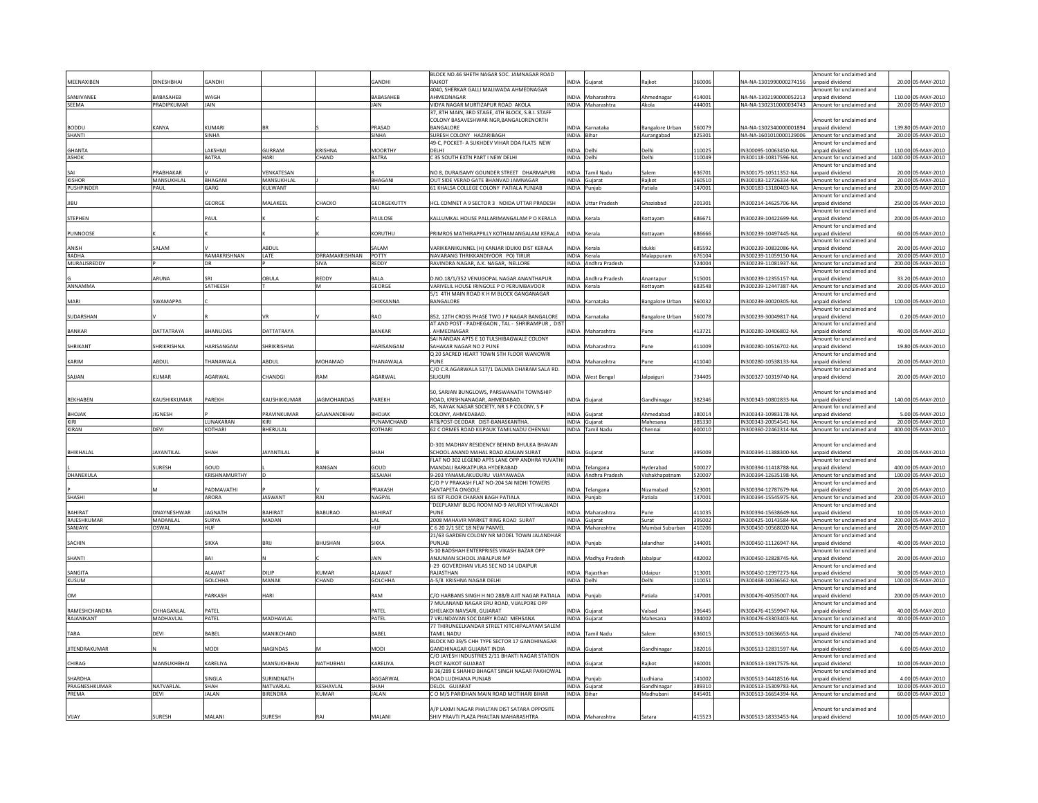| | | | | | | | | | | | | | | |
|---|---|---|---|---|---|---|---|---|---|---|---|---|---|---|
| MEENAXIBEN | DINESHBHAI | GANDHI | | | GANDHI | BLOCK NO.46 SHETH NAGAR SOC. JAMNAGAR ROAD RAJKOT | INDIA | Gujarat | Rajkot | 360006 | NA-NA-1301990000274156 | Amount for unclaimed and unpaid dividend | 20.00 | 05-MAY-2010 |
| SANJIVANEE | BABASAHEB | WAGH | | | BABASAHEB | 4040, SHERKAR GALLI MALIWADA AHMEDNAGAR AHMEDNAGAR | INDIA | Maharashtra | Ahmednagar | 414001 | NA-NA-1302190000052213 | Amount for unclaimed and unpaid dividend | 110.00 | 05-MAY-2010 |
| SEEMA | PRADIPKUMAR | JAIN | | | JAIN | VIDYA NAGAR MURTIZAPUR ROAD AKOLA | INDIA | Maharashtra | Akola | 444001 | NA-NA-1302310000034743 | Amount for unclaimed and | 20.00 | 05-MAY-2010 |
| BODDU | KANYA | KUMARI | BR | S | PRASAD | 37, 8TH MAIN, 3RD STAGE, 4TH BLOCK, S.B.I. STAFF COLONY BASAVESHWAR NGR,BANGALORENORTH BANGALORE | INDIA | Karnataka | Bangalore Urban | 560079 | NA-NA-1302340000001894 | Amount for unclaimed and unpaid dividend | 139.80 | 05-MAY-2010 |
| SHANTI | | SINHA | | | SINHA | SURESH COLONY HAZARIBAGH | INDIA | Bihar | Aurangabad | 825301 | NA-NA-1601010000129006 | Amount for unclaimed and | 20.00 | 05-MAY-2010 |
| GHANTA | | LAKSHMI | GURRAM | KRISHNA | MOORTHY | 49-C, POCKET- A SUKHDEV VIHAR DDA FLATS NEW DELHI | INDIA | Delhi | Delhi | 110025 | IN300095-10063450-NA | Amount for unclaimed and unpaid dividend | 110.00 | 05-MAY-2010 |
| ASHOK | | BATRA | HARI | CHAND | BATRA | C 35 SOUTH EXTN PART I NEW DELHI | INDIA | Delhi | Delhi | 110049 | IN300118-10817596-NA | Amount for unclaimed and | 1400.00 | 05-MAY-2010 |
| SAI | PRABHAKAR | V | VENKATESAN | | R | NO 8, DURAISAMY GOUNDER STREET DHARMAPURI | INDIA | Tamil Nadu | Salem | 636701 | IN300175-10511352-NA | Amount for unclaimed and unpaid dividend | 20.00 | 05-MAY-2010 |
| KISHOR | MANSUKHLAL | BHAGANI | MANSUKHLAL | J | BHAGANI | OUT SIDE VERAD GATE BHANVAD JAMNAGAR | INDIA | Gujarat | Rajkot | 360510 | IN300183-12726334-NA | Amount for unclaimed and | 20.00 | 05-MAY-2010 |
| PUSHPINDER | PAUL | GARG | KULWANT | | RAI | 61 KHALSA COLLEGE COLONY PATIALA PUNJAB | INDIA | Punjab | Patiala | 147001 | IN300183-13180403-NA | Amount for unclaimed and | 200.00 | 05-MAY-2010 |
| JIBU | | GEORGE | MALAKEEL | CHACKO | GEORGEKUTTY | HCL COMNET A 9 SECTOR 3 NOIDA UTTAR PRADESH | INDIA | Uttar Pradesh | Ghaziabad | 201301 | IN300214-14625706-NA | Amount for unclaimed and unpaid dividend | 250.00 | 05-MAY-2010 |
| STEPHEN | | PAUL | K | C | PAULOSE | KALLUMKAL HOUSE PALLARIMANGALAM P O KERALA | INDIA | Kerala | Kottayam | 686671 | IN300239-10422699-NA | Amount for unclaimed and unpaid dividend | 200.00 | 05-MAY-2010 |
| PUNNOOSE | | K | K | K | KORUTHU | PRIMROS MATHIRAPPILLY KOTHAMANGALAM KERALA | INDIA | Kerala | Kottayam | 686666 | IN300239-10497445-NA | Amount for unclaimed and unpaid dividend | 60.00 | 05-MAY-2010 |
| ANISH | SALAM | V | ABDUL | K | SALAM | VARIKKANIKUNNEL (H) KANJAR IDUKKI DIST KERALA | INDIA | Kerala | Idukki | 685592 | IN300239-10832086-NA | Amount for unclaimed and unpaid dividend | 20.00 | 05-MAY-2010 |
| RADHA | | RAMAKRISHNAN | LATE | DRRAMAKRISHNAN | POTTY | NAVARANG THRIKKANDIYOOR PO) TIRUR | INDIA | Kerala | Malappuram | 676104 | IN300239-11059150-NA | Amount for unclaimed and | 20.00 | 05-MAY-2010 |
| MURALISREDDY | P | DR | P | SIVA | REDDY | RAVINDRA NAGAR, A.K. NAGAR, NELLORE | INDIA | Andhra Pradesh | | 524004 | IN300239-11081937-NA | Amount for unclaimed and | 200.00 | 05-MAY-2010 |
| G | ARUNA | SRI | OBULA | REDDY | BALA | D.NO.18/1/352 VENUGOPAL NAGAR ANANTHAPUR | INDIA | Andhra Pradesh | Anantapur | 515001 | IN300239-12355157-NA | Amount for unclaimed and unpaid dividend | 33.20 | 05-MAY-2010 |
| ANNAMMA | | SATHEESH | T | M | GEORGE | VARIYELIL HOUSE IRINGOLE P O PERUMBAVOOR | INDIA | Kerala | Kottayam | 683548 | IN300239-12447387-NA | Amount for unclaimed and | 20.00 | 05-MAY-2010 |
| MARI | SWAMAPPA | C | | | CHIKKANNA | 5/1 4TH MAIN ROAD K H M BLOCK GANGANAGAR BANGALORE | INDIA | Karnataka | Bangalore Urban | 560032 | IN300239-30020305-NA | Amount for unclaimed and unpaid dividend | 100.00 | 05-MAY-2010 |
| SUDARSHAN | V | R | VR | V | RAO | 852, 12TH CROSS PHASE TWO J P NAGAR BANGALORE | INDIA | Karnataka | Bangalore Urban | 560078 | IN300239-30049817-NA | Amount for unclaimed and unpaid dividend | 0.20 | 05-MAY-2010 |
| BANKAR | DATTATRAYA | BHANUDAS | DATTATRAYA | | BANKAR | AT AND POST - PADHEGAON , TAL - SHRIRAMPUR , DIST . AHMEDNAGAR | INDIA | Maharashtra | Pune | 413721 | IN300280-10406802-NA | Amount for unclaimed and unpaid dividend | 40.00 | 05-MAY-2010 |
| SHRIKANT | SHRIKRISHNA | HARISANGAM | SHRIKRISHNA | | HARISANGAM | SAI NANDAN APTS E 10 TULSHIBAGWALE COLONY SAHAKAR NAGAR NO 2 PUNE | INDIA | Maharashtra | Pune | 411009 | IN300280-10516702-NA | Amount for unclaimed and unpaid dividend | 19.80 | 05-MAY-2010 |
| KARIM | ABDUL | THANAWALA | ABDUL | MOHAMAD | THANAWALA | Q 20 SACRED HEART TOWN 5TH FLOOR WANOWRI PUNE | INDIA | Maharashtra | Pune | 411040 | IN300280-10538133-NA | Amount for unclaimed and unpaid dividend | 20.00 | 05-MAY-2010 |
| SAJJAN | KUMAR | AGARWAL | CHANDGI | RAM | AGARWAL | C/O C.R.AGARWALA 517/1 DALMIA DHARAM SALA RD. SILIGURI | INDIA | West Bengal | Jalpaiguri | 734405 | IN300327-10319740-NA | Amount for unclaimed and unpaid dividend | 20.00 | 05-MAY-2010 |
| REKHABEN | KAUSHIKKUMAR | PAREKH | KAUSHIKKUMAR | JAGMOHANDAS | PAREKH | 50, SARJAN BUNGLOWS, PARSWANATH TOWNSHIP ROAD, KRISHNANAGAR, AHMEDABAD. | INDIA | Gujarat | Gandhinagar | 382346 | IN300343-10802833-NA | Amount for unclaimed and unpaid dividend | 140.00 | 05-MAY-2010 |
| BHOJAK | JIGNESH | P | PRAVINKUMAR | GAJANANDBHAI | BHOJAK | 45, NAYAK NAGAR SOCIETY, NR S P COLONY, S P COLONY, AHMEDABAD. | INDIA | Gujarat | Ahmedabad | 380014 | IN300343-10983178-NA | Amount for unclaimed and unpaid dividend | 5.00 | 05-MAY-2010 |
| KIRI | | LUNAKARAN | KIRI | | PUNAMCHAND | AT&POST-DEODAR DIST-BANASKANTHA. | INDIA | Gujarat | Mahesana | 385330 | IN300343-20054541-NA | Amount for unclaimed and | 20.00 | 05-MAY-2010 |
| KIRAN | DEVI | KOTHARI | BHERULAL | | KOTHARI | 62 C ORMES ROAD KILPAUK TAMILNADU CHENNAI | INDIA | Tamil Nadu | Chennai | 600010 | IN300360-22462314-NA | Amount for unclaimed and | 400.00 | 05-MAY-2010 |
| BHIKHALAL | JAYANTILAL | SHAH | JAYANTILAL | B | SHAH | D-301 MADHAV RESIDENCY BEHIND BHULKA BHAVAN SCHOOL ANAND MAHAL ROAD ADAJAN SURAT | INDIA | Gujarat | Surat | 395009 | IN300394-11388300-NA | Amount for unclaimed and unpaid dividend | 20.00 | 05-MAY-2010 |
| L | SURESH | GOUD | | RANGAN | GOUD | FLAT NO 302 LEGEND APTS LANE OPP ANDHRA YUVATHI MANDALI BARKATPURA HYDERABAD | INDIA | Telangana | Hyderabad | 500027 | IN300394-11418788-NA | Amount for unclaimed and unpaid dividend | 400.00 | 05-MAY-2010 |
| DHANEKULA | | KRISHNAMURTHY | D | | SESAIAH | 9-203 YANAMLAKUDURU VIJAYAWADA | INDIA | Andhra Pradesh | Vishakhapatnam | 520007 | IN300394-12635198-NA | Amount for unclaimed and | 100.00 | 05-MAY-2010 |
| P | M | PADMAVATHI | P | V | PRAKASH | C/O P V PRAKASH FLAT NO-204 SAI NIDHI TOWERS SANTAPETA ONGOLE | INDIA | Telangana | Nizamabad | 523001 | IN300394-12787679-NA | Amount for unclaimed and unpaid dividend | 20.00 | 05-MAY-2010 |
| SHASHI | | ARORA | JASWANT | RAI | NAGPAL | 43 IST FLOOR CHARAN BAGH PATIALA | INDIA | Punjab | Patiala | 147001 | IN300394-15545975-NA | Amount for unclaimed and | 200.00 | 05-MAY-2010 |
| BAHIRAT | DNAYNESHWAR | JAGNATH | BAHIRAT | BABURAO | BAHIRAT | "DEEPLAXMI' BLDG ROOM NO-9 AKURDI VITHALWADI PUNE | INDIA | Maharashtra | Pune | 411035 | IN300394-15638649-NA | Amount for unclaimed and unpaid dividend | 10.00 | 05-MAY-2010 |
| RAJESHKUMAR | MADANLAL | SURYA | MADAN | | LAL | 2008 MAHAVIR MARKET RING ROAD SURAT | INDIA | Gujarat | Surat | 395002 | IN300425-10143584-NA | Amount for unclaimed and | 200.00 | 05-MAY-2010 |
| SANJAYK | OSWAL | HUF | | | HUF | C 6 20 2/1 SEC 18 NEW PANVEL | INDIA | Maharashtra | Mumbai Suburban | 410206 | IN300450-10568020-NA | Amount for unclaimed and | 20.00 | 05-MAY-2010 |
| SACHIN | | SIKKA | BRIJ | BHUSHAN | SIKKA | 21/63 GARDEN COLONY NR MODEL TOWN JALANDHAR PUNJAB | INDIA | Punjab | Jalandhar | 144001 | IN300450-11126947-NA | Amount for unclaimed and unpaid dividend | 40.00 | 05-MAY-2010 |
| SHANTI | | BAI | N | C | JAIN | S-10 BADSHAH ENTERPRISES VIKASH BAZAR OPP ANJUMAN SCHOOL JABALPUR MP | INDIA | Madhya Pradesh | Jabalpur | 482002 | IN300450-12828745-NA | Amount for unclaimed and unpaid dividend | 20.00 | 05-MAY-2010 |
| SANGITA | | ALAWAT | DILIP | KUMAR | ALAWAT | I-29 GOVERDHAN VILAS SEC NO 14 UDAIPUR RAJASTHAN | INDIA | Rajasthan | Udaipur | 313001 | IN300450-12997273-NA | Amount for unclaimed and unpaid dividend | 30.00 | 05-MAY-2010 |
| KUSUM | | GOLCHHA | MANAK | CHAND | GOLCHHA | A-5/8 KRISHNA NAGAR DELHI | INDIA | Delhi | Delhi | 110051 | IN300468-10036562-NA | Amount for unclaimed and | 100.00 | 05-MAY-2010 |
| OM | | PARKASH | HARI | | RAM | C/O HARBANS SINGH H NO 288/B AJIT NAGAR PATIALA | INDIA | Punjab | Patiala | 147001 | IN300476-40535007-NA | Amount for unclaimed and unpaid dividend | 200.00 | 05-MAY-2010 |
| RAMESHCHANDRA | CHHAGANLAL | PATEL | | | PATEL | 7 MULANAND NAGAR ERU ROAD, VIJALPORE OPP GHELAKDI NAVSARI, GUJARAT | INDIA | Gujarat | Valsad | 396445 | IN300476-41559947-NA | Amount for unclaimed and unpaid dividend | 40.00 | 05-MAY-2010 |
| RAJANIKANT | MADHAVLAL | PATEL | MADHAVLAL | | PATEL | 7 VRUNDAVAN SOC DAIRY ROAD MEHSANA | INDIA | Gujarat | Mahesana | 384002 | IN300476-43303403-NA | Amount for unclaimed and | 40.00 | 05-MAY-2010 |
| TARA | DEVI | BABEL | MANIKCHAND | | BABEL | 77 THIRUNEELKANDAR STREET KITCHIPALAYAM SALEM TAMIL NADU | INDIA | Tamil Nadu | Salem | 636015 | IN300513-10636653-NA | Amount for unclaimed and unpaid dividend | 740.00 | 05-MAY-2010 |
| JITENDRAKUMAR | N | MODI | NAGINDAS | M | MODI | BLOCK NO 39/5 CHH TYPE SECTOR 17 GANDHINAGAR GANDHINAGAR GUJARAT INDIA | INDIA | Gujarat | Gandhinagar | 382016 | IN300513-12831597-NA | Amount for unclaimed and unpaid dividend | 6.00 | 05-MAY-2010 |
| CHIRAG | MANSUKHBHAI | KARELIYA | MANSUKHBHAI | NATHUBHAI | KARELIYA | C/O JAYESH INDUSTRIES 2/11 BHAKTI NAGAR STATION PLOT RAJKOT GUJARAT | INDIA | Gujarat | Rajkot | 360001 | IN300513-13917575-NA | Amount for unclaimed and unpaid dividend | 10.00 | 05-MAY-2010 |
| SHARDHA | | SINGLA | SURINDNATH | | AGGARWAL | B 36/289 E SHAHID BHAGAT SINGH NAGAR PAKHOWAL ROAD LUDHIANA PUNJAB | INDIA | Punjab | Ludhiana | 141002 | IN300513-14418516-NA | Amount for unclaimed and unpaid dividend | 4.00 | 05-MAY-2010 |
| PRAGNESHKUMAR | NATVARLAL | SHAH | NATVARLAL | KESHAVLAL | SHAH | DELOL GUJARAT | INDIA | Gujarat | Gandhinagar | 389310 | IN300513-15309783-NA | Amount for unclaimed and | 10.00 | 05-MAY-2010 |
| PREMA | DEVI | JALAN | BIRENDRA | KUMAR | JALAN | C O M/S PARIDHAN MAIN ROAD MOTIHARI BIHAR | INDIA | Bihar | Madhubani | 845401 | IN300513-16654394-NA | Amount for unclaimed and | 60.00 | 05-MAY-2010 |
| VIJAY | SURESH | MALANI | SURESH | RAJ | MALANI | A/P LAXMI NAGAR PHALTAN DIST SATARA OPPOSITE SHIV PRAVTI PLAZA PHALTAN MAHARASHTRA | INDIA | Maharashtra | Satara | 415523 | IN300513-18333453-NA | Amount for unclaimed and unpaid dividend | 10.00 | 05-MAY-2010 |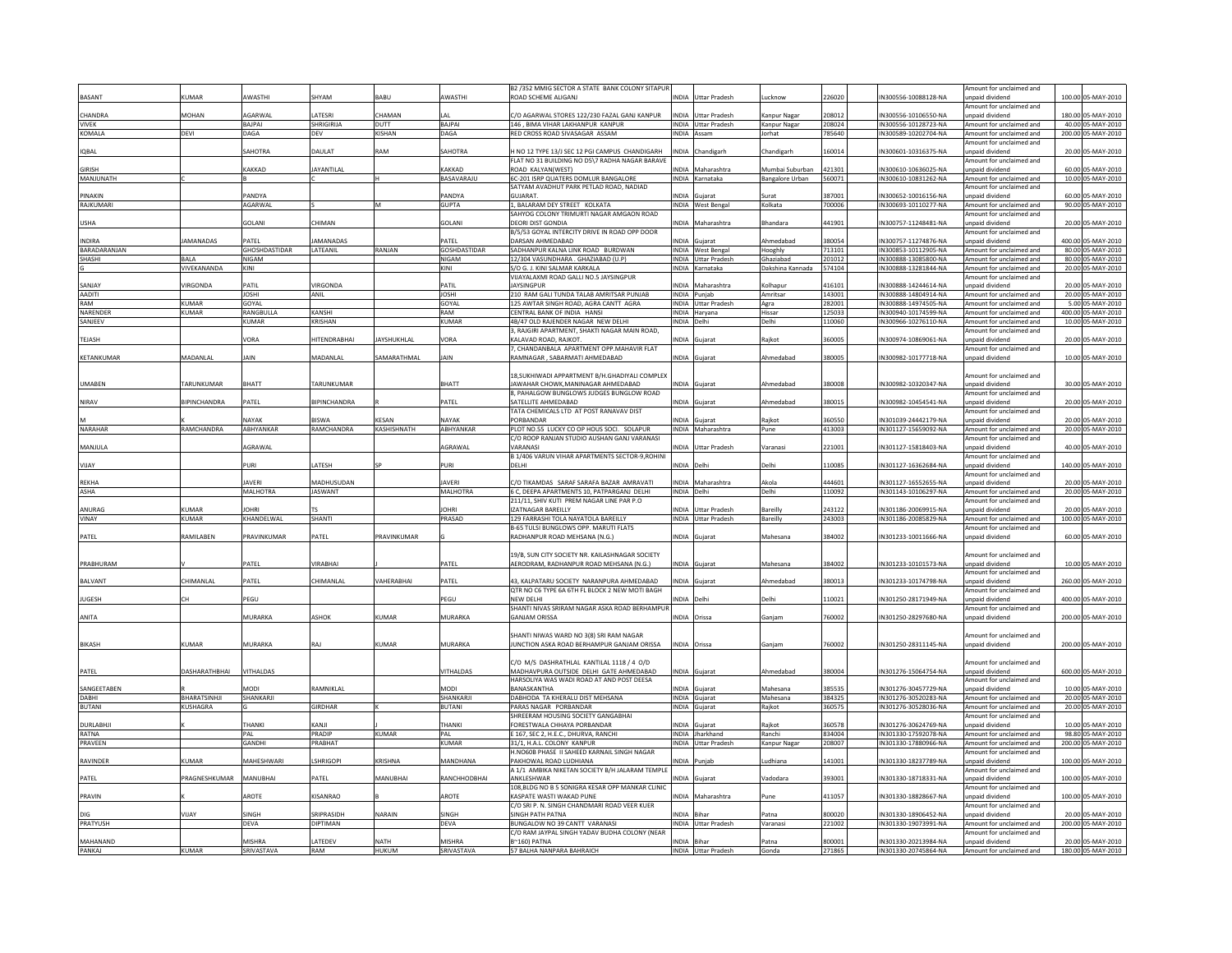| | | | | | | | | | | | | | | |
|---|---|---|---|---|---|---|---|---|---|---|---|---|---|---|
| BASANT | KUMAR | AWASTHI | SHYAM | BABU | AWASTHI | B2 /352 MMIG SECTOR A STATE BANK COLONY SITAPUR ROAD SCHEME ALIGANJ | INDIA | Uttar Pradesh | Lucknow | 226020 | IN300556-10088128-NA | Amount for unclaimed and unpaid dividend | 100.00 | 05-MAY-2010 |
| CHANDRA | MOHAN | AGARWAL | LATESRI | CHAMAN | LAL | C/O AGARWAL STORES 122/230 FAZAL GANJ KANPUR | INDIA | Uttar Pradesh | Kanpur Nagar | 208012 | IN300556-10106550-NA | Amount for unclaimed and unpaid dividend | 180.00 | 05-MAY-2010 |
| VIVEK | | BAJPAI | SHRIGIRIJA | DUTT | BAJPAI | 146 , BIMA VIHAR LAKHANPUR KANPUR | INDIA | Uttar Pradesh | Kanpur Nagar | 208024 | IN300556-10128723-NA | Amount for unclaimed and | 40.00 | 05-MAY-2010 |
| KOMALA | DEVI | DAGA | DEV | KISHAN | DAGA | RED CROSS ROAD SIVASAGAR ASSAM | INDIA | Assam | Jorhat | 785640 | IN300589-10202704-NA | Amount for unclaimed and | 200.00 | 05-MAY-2010 |
| IQBAL | | SAHOTRA | DAULAT | RAM | SAHOTRA | H NO 12 TYPE 13/I SEC 12 PGI CAMPUS CHANDIGARH | INDIA | Chandigarh | Chandigarh | 160014 | IN300601-10316375-NA | Amount for unclaimed and unpaid dividend | 20.00 | 05-MAY-2010 |
| GIRISH | | KAKKAD | JAYANTILAL | | KAKKAD | FLAT NO 31 BUILDING NO D5\7 RADHA NAGAR BARAVE ROAD KALYAN(WEST) | INDIA | Maharashtra | Mumbai Suburban | 421301 | IN300610-10636025-NA | Amount for unclaimed and unpaid dividend | 60.00 | 05-MAY-2010 |
| MANJUNATH | C | B | | H | BASAVARAJU | 6C-201 ISRP QUATERS DOMLUR BANGALORE | INDIA | Karnataka | Bangalore Urban | 560071 | IN300610-10831262-NA | Amount for unclaimed and | 10.00 | 05-MAY-2010 |
| PINAKIN | | PANDYA | | | PANDYA | SATYAM AVADHUT PARK PETLAD ROAD, NADIAD GUJARAT. | INDIA | Gujarat | Surat | 387001 | IN300652-10016156-NA | Amount for unclaimed and unpaid dividend | 60.00 | 05-MAY-2010 |
| RAJKUMARI | | AGARWAL | S | M | GUPTA | 1, BALARAM DEY STREET KOLKATA | INDIA | West Bengal | Kolkata | 700006 | IN300693-10110277-NA | Amount for unclaimed and | 90.00 | 05-MAY-2010 |
| USHA | | GOLANI | CHIMAN | | GOLANI | SAHYOG COLONY TRIMURTI NAGAR AMGAON ROAD DEORI DIST GONDIA | INDIA | Maharashtra | Bhandara | 441901 | IN300757-11248481-NA | Amount for unclaimed and unpaid dividend | 20.00 | 05-MAY-2010 |
| INDIRA | JAMANADAS | PATEL | JAMANADAS | | PATEL | B/5/53 GOYAL INTERCITY DRIVE IN ROAD OPP DOOR DARSAN AHMEDABAD | INDIA | Gujarat | Ahmedabad | 380054 | IN300757-11274876-NA | Amount for unclaimed and unpaid dividend | 400.00 | 05-MAY-2010 |
| BARADARANJAN | | GHOSHDASTIDAR | LATEANIL | RANJAN | GOSHDASTIDAR | SADHANPUR KALNA LINK ROAD BURDWAN | INDIA | West Bengal | Hooghly | 713101 | IN300853-10112905-NA | Amount for unclaimed and | 80.00 | 05-MAY-2010 |
| SHASHI | BALA | NIGAM | | | NIGAM | 12/304 VASUNDHARA . GHAZIABAD (U.P) | INDIA | Uttar Pradesh | Ghaziabad | 201012 | IN300888-13085800-NA | Amount for unclaimed and | 80.00 | 05-MAY-2010 |
| G | VIVEKANANDA | KINI | | | KINI | S/O G. J. KINI SALMAR KARKALA | INDIA | Karnataka | Dakshina Kannada | 574104 | IN300888-13281844-NA | Amount for unclaimed and | 20.00 | 05-MAY-2010 |
| SANJAY | VIRGONDA | PATIL | VIRGONDA | | PATIL | VIJAYALAXMI ROAD GALLI NO.5 JAYSINGPUR JAYSINGPUR | INDIA | Maharashtra | Kolhapur | 416101 | IN300888-14244614-NA | Amount for unclaimed and unpaid dividend | 20.00 | 05-MAY-2010 |
| AADITI | | JOSHI | ANIL | | JOSHI | 210 RAM GALI TUNDA TALAB AMRITSAR PUNJAB | INDIA | Punjab | Amritsar | 143001 | IN300888-14804914-NA | Amount for unclaimed and | 20.00 | 05-MAY-2010 |
| RAM | KUMAR | GOYAL | | | GOYAL | 125 AWTAR SINGH ROAD, AGRA CANTT AGRA | INDIA | Uttar Pradesh | Agra | 282001 | IN300888-14974505-NA | Amount for unclaimed and | 5.00 | 05-MAY-2010 |
| NARENDER | KUMAR | RANGBULLA | KANSHI | | RAM | CENTRAL BANK OF INDIA HANSI | INDIA | Haryana | Hissar | 125033 | IN300940-10174599-NA | Amount for unclaimed and | 400.00 | 05-MAY-2010 |
| SANJEEV | | KUMAR | KRISHAN | | KUMAR | 4B/47 OLD RAJENDER NAGAR NEW DELHI | INDIA | Delhi | Delhi | 110060 | IN300966-10276110-NA | Amount for unclaimed and | 10.00 | 05-MAY-2010 |
| TEJASH | | VORA | HITENDRABHAI | JAYSHUKHLAL | VORA | 3, RAJGIRI APARTMENT, SHAKTI NAGAR MAIN ROAD, KALAVAD ROAD, RAJKOT. | INDIA | Gujarat | Rajkot | 360005 | IN300974-10869061-NA | Amount for unclaimed and unpaid dividend | 20.00 | 05-MAY-2010 |
| KETANKUMAR | MADANLAL | JAIN | MADANLAL | SAMARATHMAL | JAIN | 7, CHANDANBALA APARTMENT OPP.MAHAVIR FLAT RAMNAGAR , SABARMATI AHMEDABAD | INDIA | Gujarat | Ahmedabad | 380005 | IN300982-10177718-NA | Amount for unclaimed and unpaid dividend | 10.00 | 05-MAY-2010 |
| UMABEN | TARUNKUMAR | BHATT | TARUNKUMAR | | BHATT | 18,SUKHIWADI APPARTMENT B/H.GHADIYALI COMPLEX JAWAHAR CHOWK,MANINAGAR AHMEDABAD | INDIA | Gujarat | Ahmedabad | 380008 | IN300982-10320347-NA | Amount for unclaimed and unpaid dividend | 30.00 | 05-MAY-2010 |
| NIRAV | BIPINCHANDRA | PATEL | BIPINCHANDRA | R | PATEL | 8, PAHALGOW BUNGLOWS JUDGES BUNGLOW ROAD SATELLITE AHMEDABAD | INDIA | Gujarat | Ahmedabad | 380015 | IN300982-10454541-NA | Amount for unclaimed and unpaid dividend | 20.00 | 05-MAY-2010 |
| M | K | NAYAK | BISWA | KESAN | NAYAK | TATA CHEMICALS LTD AT POST RANAVAV DIST PORBANDAR | INDIA | Gujarat | Rajkot | 360550 | IN301039-24442179-NA | Amount for unclaimed and unpaid dividend | 20.00 | 05-MAY-2010 |
| NARAHAR | RAMCHANDRA | ABHYANKAR | RAMCHANDRA | KASHISHNATH | ABHYANKAR | PLOT NO.55 LUCKY CO OP HOUS SOCI. SOLAPUR | INDIA | Maharashtra | Pune | 413003 | IN301127-15659092-NA | Amount for unclaimed and | 20.00 | 05-MAY-2010 |
| MANJULA | | AGRAWAL | | | AGRAWAL | C/O ROOP RANJAN STUDIO AUSHAN GANJ VARANASI VARANASI | INDIA | Uttar Pradesh | Varanasi | 221001 | IN301127-15818403-NA | Amount for unclaimed and unpaid dividend | 40.00 | 05-MAY-2010 |
| VIJAY | | PURI | LATESH | SP | PURI | B 1/406 VARUN VIHAR APARTMENTS SECTOR-9,ROHINI DELHI | INDIA | Delhi | Delhi | 110085 | IN301127-16362684-NA | Amount for unclaimed and unpaid dividend | 140.00 | 05-MAY-2010 |
| REKHA | | JAVERI | MADHUSUDAN | | JAVERI | C/O TIKAMDAS SARAF SARAFA BAZAR AMRAVATI | INDIA | Maharashtra | Akola | 444601 | IN301127-16552655-NA | Amount for unclaimed and unpaid dividend | 20.00 | 05-MAY-2010 |
| ASHA | | MALHOTRA | JASWANT | | MALHOTRA | 6 C, DEEPA APARTMENTS 10, PATPARGANJ DELHI | INDIA | Delhi | Delhi | 110092 | IN301143-10106297-NA | Amount for unclaimed and | 20.00 | 05-MAY-2010 |
| ANURAG | KUMAR | JOHRI | TS | | JOHRI | 211/11, SHIV KUTI PREM NAGAR LINE PAR P.O IZATNAGAR BAREILLY | INDIA | Uttar Pradesh | Bareilly | 243122 | IN301186-20069915-NA | Amount for unclaimed and unpaid dividend | 20.00 | 05-MAY-2010 |
| VINAY | KUMAR | KHANDELWAL | SHANTI | | PRASAD | 129 FARRASHI TOLA NAYATOLA BAREILLY | INDIA | Uttar Pradesh | Bareilly | 243003 | IN301186-20085829-NA | Amount for unclaimed and | 100.00 | 05-MAY-2010 |
| PATEL | RAMILABEN | PRAVINKUMAR | PATEL | PRAVINKUMAR | G | B-65 TULSI BUNGLOWS OPP. MARUTI FLATS RADHANPUR ROAD MEHSANA (N.G.) | INDIA | Gujarat | Mahesana | 384002 | IN301233-10011666-NA | Amount for unclaimed and unpaid dividend | 60.00 | 05-MAY-2010 |
| PRABHURAM | V | PATEL | VIRABHAI | J | PATEL | 19/B, SUN CITY SOCIETY NR. KAILASHNAGAR SOCIETY AERODRAM, RADHANPUR ROAD MEHSANA (N.G.) | INDIA | Gujarat | Mahesana | 384002 | IN301233-10101573-NA | Amount for unclaimed and unpaid dividend | 10.00 | 05-MAY-2010 |
| BALVANT | CHIMANLAL | PATEL | CHIMANLAL | VAHERABHAI | PATEL | 43, KALPATARU SOCIETY NARANPURA AHMEDABAD | INDIA | Gujarat | Ahmedabad | 380013 | IN301233-10174798-NA | Amount for unclaimed and unpaid dividend | 260.00 | 05-MAY-2010 |
| JUGESH | CH | PEGU | | | PEGU | QTR NO C6 TYPE 6A 6TH FL BLOCK 2 NEW MOTI BAGH NEW DELHI | INDIA | Delhi | Delhi | 110021 | IN301250-28171949-NA | Amount for unclaimed and unpaid dividend | 400.00 | 05-MAY-2010 |
| ANITA | | MURARKA | ASHOK | KUMAR | MURARKA | SHANTI NIVAS SRIRAM NAGAR ASKA ROAD BERHAMPUR GANJAM ORISSA | INDIA | Orissa | Ganjam | 760002 | IN301250-28297680-NA | Amount for unclaimed and unpaid dividend | 200.00 | 05-MAY-2010 |
| BIKASH | KUMAR | MURARKA | RAJ | KUMAR | MURARKA | SHANTI NIWAS WARD NO 3(8) SRI RAM NAGAR JUNCTION ASKA ROAD BERHAMPUR GANJAM ORISSA | INDIA | Orissa | Ganjam | 760002 | IN301250-28311145-NA | Amount for unclaimed and unpaid dividend | 200.00 | 05-MAY-2010 |
| PATEL | DASHARATHBHAI | VITHALDAS | | | VITHALDAS | C/O M/S DASHRATHLAL KANTILAL 1118 / 4 O/D MADHAVPURA OUTSIDE DELHI GATE AHMEDABAD | INDIA | Gujarat | Ahmedabad | 380004 | IN301276-15064754-NA | Amount for unclaimed and unpaid dividend | 600.00 | 05-MAY-2010 |
| SANGEETABEN | R | MODI | RAMNIKLAL | | MODI | HARSOLIYA WAS WADI ROAD AT AND POST DEESA BANASKANTHA | INDIA | Gujarat | Mahesana | 385535 | IN301276-30457729-NA | Amount for unclaimed and unpaid dividend | 10.00 | 05-MAY-2010 |
| DABHI | BHARATSINHJI | SHANKARJI | | | SHANKARJI | DABHODA TA KHERALU DIST MEHSANA | INDIA | Gujarat | Mahesana | 384325 | IN301276-30520283-NA | Amount for unclaimed and | 20.00 | 05-MAY-2010 |
| BUTANI | KUSHAGRA | G | GIRDHAR | K | BUTANI | PARAS NAGAR PORBANDAR | INDIA | Gujarat | Rajkot | 360575 | IN301276-30528036-NA | Amount for unclaimed and | 20.00 | 05-MAY-2010 |
| DURLABHJI | K | THANKI | KANJI | J | THANKI | SHREERAM HOUSING SOCIETY GANGABHAI FORESTWALA CHHAYA PORBANDAR | INDIA | Gujarat | Rajkot | 360578 | IN301276-30624769-NA | Amount for unclaimed and unpaid dividend | 10.00 | 05-MAY-2010 |
| RATNA | | PAL | PRADIP | KUMAR | PAL | E 167, SEC 2, H.E.C., DHURVA, RANCHI | INDIA | Jharkhand | Ranchi | 834004 | IN301330-17592078-NA | Amount for unclaimed and | 98.80 | 05-MAY-2010 |
| PRAVEEN | | GANDHI | PRABHAT | | KUMAR | 31/1, H.A.L. COLONY KANPUR | INDIA | Uttar Pradesh | Kanpur Nagar | 208007 | IN301330-17880966-NA | Amount for unclaimed and | 200.00 | 05-MAY-2010 |
| RAVINDER | KUMAR | MAHESHWARI | LSHRIGOPI | KRISHNA | MANDHANA | H.NO60B PHASE II SAHEED KARNAIL SINGH NAGAR PAKHOWAL ROAD LUDHIANA | INDIA | Punjab | Ludhiana | 141001 | IN301330-18237789-NA | Amount for unclaimed and unpaid dividend | 100.00 | 05-MAY-2010 |
| PATEL | PRAGNESHKUMAR | MANUBHAI | PATEL | MANUBHAI | RANCHHODBHAI | A 1/1 AMBIKA NIKETAN SOCIETY B/H JALARAM TEMPLE ANKLESHWAR | INDIA | Gujarat | Vadodara | 393001 | IN301330-18718331-NA | Amount for unclaimed and unpaid dividend | 100.00 | 05-MAY-2010 |
| PRAVIN | K | AROTE | KISANRAO | B | AROTE | 108,BLDG NO 8 5 SONIGRA KESAR OPP MANKAR CLINIC KASPATE WASTI WAKAD PUNE | INDIA | Maharashtra | Pune | 411057 | IN301330-18828667-NA | Amount for unclaimed and unpaid dividend | 100.00 | 05-MAY-2010 |
| DIG | VIJAY | SINGH | SRIPRASIDH | NARAIN | SINGH | C/O SRI P. N. SINGH CHANDMARI ROAD VEER KUER SINGH PATH PATNA | INDIA | Bihar | Patna | 800020 | IN301330-18906452-NA | Amount for unclaimed and unpaid dividend | 20.00 | 05-MAY-2010 |
| PRATYUSH | | DEVA | DIPTIMAN | | DEVA | BUNGALOW NO 39 CANTT VARANASI | INDIA | Uttar Pradesh | Varanasi | 221002 | IN301330-19073991-NA | Amount for unclaimed and | 200.00 | 05-MAY-2010 |
| MAHANAND | | MISHRA | LATEDEV | NATH | MISHRA | C/O RAM JAYPAL SINGH YADAV BUDHA COLONY (NEAR B~160) PATNA | INDIA | Bihar | Patna | 800001 | IN301330-20213984-NA | Amount for unclaimed and unpaid dividend | 20.00 | 05-MAY-2010 |
| PANKAJ | KUMAR | SRIVASTAVA | RAM | HUKUM | SRIVASTAVA | 57 BALHA NANPARA BAHRAICH | INDIA | Uttar Pradesh | Gonda | 271865 | IN301330-20745864-NA | Amount for unclaimed and | 180.00 | 05-MAY-2010 |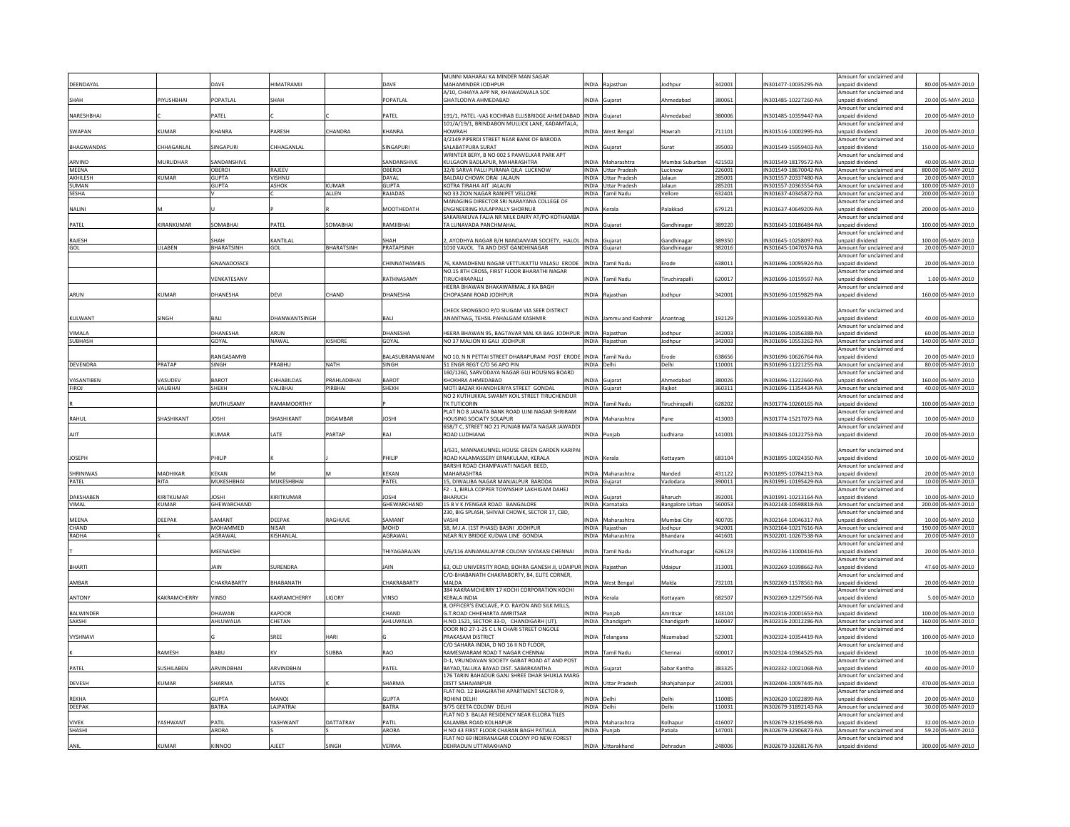| DEENDAYAL | | DAVE | HIMATRAMJI | | DAVE | MUNNI MAHARAJ KA MINDER MAN SAGAR MAHAMINDER JODHPUR | INDIA | Rajasthan | Jodhpur | 342001 | IN301477-10035295-NA | Amount for unclaimed and unpaid dividend | 80.00 | 05-MAY-2010 |
|---|---|---|---|---|---|---|---|---|---|---|---|---|---|---|
| SHAH | PIYUSHBHAI | POPATLAL | SHAH | | POPATLAL | A/10, CHHAYA APP NR, KHAWADWALA SOC GHATLODIYA AHMEDABAD | INDIA | Gujarat | Ahmedabad | 380061 | IN301485-10227260-NA | Amount for unclaimed and unpaid dividend | 20.00 | 05-MAY-2010 |
| NARESHBHAI | C | PATEL | C | C | PATEL | 191/1, PATEL -VAS KOCHRAB ELLISBRIDGE AHMEDABAD | INDIA | Gujarat | Ahmedabad | 380006 | IN301485-10359447-NA | Amount for unclaimed and unpaid dividend | 20.00 | 05-MAY-2010 |
| SWAPAN | KUMAR | KHANRA | PARESH | CHANDRA | KHANRA | 101/A/19/1, BRINDABON MULLICK LANE, KADAMTALA, HOWRAH | INDIA | West Bengal | Howrah | 711101 | IN301516-10002995-NA | Amount for unclaimed and unpaid dividend | 20.00 | 05-MAY-2010 |
| BHAGWANDAS | CHHAGANLAL | SINGAPURI | CHHAGANLAL | | SINGAPURI | 3/2149 PIPERDI STREET NEAR BANK OF BARODA SALABATPURA SURAT | INDIA | Gujarat | Surat | 395003 | IN301549-15599403-NA | Amount for unclaimed and unpaid dividend | 150.00 | 05-MAY-2010 |
| ARVIND | MURLIDHAR | SANDANSHIVE | | | SANDANSHIVE | WRINTER BERY, B NO 002 S PANVELKAR PARK APT KULGAON BADLAPUR, MAHARASHTRA | INDIA | Maharashtra | Mumbai Suburban | 421503 | IN301549-18179572-NA | Amount for unclaimed and unpaid dividend | 40.00 | 05-MAY-2010 |
| MEENA | | OBEROI | RAJEEV | | OBEROI | 32/8 SARVA PALLI PURANA QILA LUCKNOW | INDIA | Uttar Pradesh | Lucknow | 226001 | IN301549-18670042-NA | Amount for unclaimed and unpaid dividend | 800.00 | 05-MAY-2010 |
| AKHILESH | KUMAR | GUPTA | VISHNU | | DAYAL | BALDAU CHOWK ORAI JALAUN | INDIA | Uttar Pradesh | Jalaun | 285001 | IN301557-20337480-NA | Amount for unclaimed and unpaid dividend | 20.00 | 05-MAY-2010 |
| SUMAN | | GUPTA | ASHOK | KUMAR | GUPTA | KOTRA TIRAHA AIT JALAUN | INDIA | Uttar Pradesh | Jalaun | 285201 | IN301557-20363554-NA | Amount for unclaimed and unpaid dividend | 100.00 | 05-MAY-2010 |
| SESHA | | V | C | ALLEN | RAJADAS | NO 33 ZION NAGAR RANIPET VELLORE | INDIA | Tamil Nadu | Vellore | 632401 | IN301637-40345872-NA | Amount for unclaimed and unpaid dividend | 200.00 | 05-MAY-2010 |
| NALINI | M | U | P | R | MOOTHEDATH | MANAGING DIRECTOR SRI NARAYANA COLLEGE OF ENGINEERING KULAPPALLY SHORNUR | INDIA | Kerala | Palakkad | 679121 | IN301637-40649209-NA | Amount for unclaimed and unpaid dividend | 200.00 | 05-MAY-2010 |
| PATEL | KIRANKUMAR | SOMABHAI | PATEL | SOMABHAI | RAMJIBHAI | SAKARIAKUVA FALIA NR MILK DAIRY AT/PO-KOTHAMBA TA LUNAVADA PANCHMAHAL | INDIA | Gujarat | Gandhinagar | 389220 | IN301645-10186484-NA | Amount for unclaimed and unpaid dividend | 100.00 | 05-MAY-2010 |
| RAJESH | | SHAH | KANTILAL | | SHAH | 2, AYODHYA NAGAR B/H NANDANVAN SOCIETY, HALOL | INDIA | Gujarat | Gandhinagar | 389350 | IN301645-10258097-NA | Amount for unclaimed and unpaid dividend | 100.00 | 05-MAY-2010 |
| GOL | LILABEN | BHARATSINH | GOL | BHARATSINH | PRATAPSINH | 1010 VAVOL TA AND DIST GANDHINAGAR | INDIA | Gujarat | Gandhinagar | 382016 | IN301645-10470374-NA | Amount for unclaimed and unpaid dividend | 20.00 | 05-MAY-2010 |
| | | GNANADOSSCE | | | CHINNATHAMBIS | 76, KAMADHENU NAGAR VETTUKATTU VALASU ERODE | INDIA | Tamil Nadu | Erode | 638011 | IN301696-10095924-NA | Amount for unclaimed and unpaid dividend | 20.00 | 05-MAY-2010 |
| | | VENKATESANV | | | RATHNASAMY | NO.15 8TH CROSS, FIRST FLOOR BHARATHI NAGAR TIRUCHIRAPALLI | INDIA | Tamil Nadu | Tiruchirapalli | 620017 | IN301696-10159597-NA | Amount for unclaimed and unpaid dividend | 1.00 | 05-MAY-2010 |
| ARUN | KUMAR | DHANESHA | DEVI | CHAND | DHANESHA | HEERA BHAWAN BHAKAWARMAL JI KA BAGH CHOPASANI ROAD JODHPUR | INDIA | Rajasthan | Jodhpur | 342001 | IN301696-10159829-NA | Amount for unclaimed and unpaid dividend | 160.00 | 05-MAY-2010 |
| KULWANT | SINGH | BALI | DHANWANTSINGH | | BALI | CHECK SRONGSOO P/O SILIGAM VIA SEER DISTRICT ANANTNAG, TEHSIL PAHALGAM KASHMIR | INDIA | Jammu and Kashmir | Anantnag | 192129 | IN301696-10259330-NA | Amount for unclaimed and unpaid dividend | 40.00 | 05-MAY-2010 |
| VIMALA | | DHANESHA | ARUN | | DHANESHA | HEERA BHAWAN 95, BAGTAVAR MAL KA BAG JODHPUR | INDIA | Rajasthan | Jodhpur | 342003 | IN301696-10356388-NA | Amount for unclaimed and unpaid dividend | 60.00 | 05-MAY-2010 |
| SUBHASH | | GOYAL | NAWAL | KISHORE | GOYAL | NO 37 MALION KI GALI JODHPUR | INDIA | Rajasthan | Jodhpur | 342003 | IN301696-10553262-NA | Amount for unclaimed and unpaid dividend | 140.00 | 05-MAY-2010 |
| | | RANGASAMYB | | | BALASUBRAMANIAM | NO 10, N N PETTAI STREET DHARAPURAM POST ERODE | INDIA | Tamil Nadu | Erode | 638656 | IN301696-10626764-NA | Amount for unclaimed and unpaid dividend | 20.00 | 05-MAY-2010 |
| DEVENDRA | PRATAP | SINGH | PRABHU | NATH | SINGH | 51 ENGR REGT C/O 56 APO PIN | INDIA | Delhi | Delhi | 110001 | IN301696-11221255-NA | Amount for unclaimed and unpaid dividend | 80.00 | 05-MAY-2010 |
| VASANTIBEN | VASUDEV | BAROT | CHHABILDAS | PRAHLADBHAI | BAROT | 160/1260, SARVODAYA NAGAR GUJ HOUSING BOARD KHOKHRA AHMEDABAD | INDIA | Gujarat | Ahmedabad | 380026 | IN301696-11222660-NA | Amount for unclaimed and unpaid dividend | 160.00 | 05-MAY-2010 |
| FIROJ | VALIBHAI | SHEKH | VALIBHAI | PIRBHAI | SHEKH | MOTI BAZAR KHANDHERIYA STREET GONDAL | INDIA | Gujarat | Rajkot | 360311 | IN301696-11354434-NA | Amount for unclaimed and unpaid dividend | 40.00 | 05-MAY-2010 |
| | | MUTHUSAMY | RAMAMOORTHY | | P | NO 2 KUTHUKKAL SWAMY KOIL STREET TIRUCHENDUR TK TUTICORIN | INDIA | Tamil Nadu | Tiruchirapalli | 628202 | IN301774-10260165-NA | Amount for unclaimed and unpaid dividend | 100.00 | 05-MAY-2010 |
| RAHUL | SHASHIKANT | JOSHI | SHASHIKANT | DIGAMBAR | JOSHI | PLAT NO 8 JANATA BANK ROAD UJNI NAGAR SHRIRAM HOUSING SOCIATY SOLAPUR | INDIA | Maharashtra | Pune | 413003 | IN301774-15217073-NA | Amount for unclaimed and unpaid dividend | 10.00 | 05-MAY-2010 |
| AJIT | | KUMAR | LATE | PARTAP | RAJ | 658/7 C, STREET NO 21 PUNJAB MATA NAGAR JAWADDI ROAD LUDHIANA | INDIA | Punjab | Ludhiana | 141001 | IN301846-10122753-NA | Amount for unclaimed and unpaid dividend | 20.00 | 05-MAY-2010 |
| JOSEPH | | PHILIP | K | J | PHILIP | 3/631, MANNAKUNNEL HOUSE GREEN GARDEN KARIPAI ROAD KALAMASSERY ERNAKULAM, KERALA | INDIA | Kerala | Kottayam | 683104 | IN301895-10024350-NA | Amount for unclaimed and unpaid dividend | 10.00 | 05-MAY-2010 |
| SHRINIWAS | MADHIKAR | KEKAN | M | M | KEKAN | BARSHI ROAD CHAMPAVATI NAGAR BEED, MAHARASHTRA | INDIA | Maharashtra | Nanded | 431122 | IN301895-10784213-NA | Amount for unclaimed and unpaid dividend | 20.00 | 05-MAY-2010 |
| PATEL | RITA | MUKESHBHAI | MUKESHBHAI | | PATEL | 15, DIWALIBA NAGAR MANJALPUR BARODA | INDIA | Gujarat | Vadodara | 390011 | IN301991-10195429-NA | Amount for unclaimed and unpaid dividend | 10.00 | 05-MAY-2010 |
| DAKSHABEN | KIRITKUMAR | JOSHI | KIRITKUMAR | | JOSHI | F2 - 1, BIRLA COPPER TOWNSHIP LAKHIGAM DAHEJ BHARUCH | INDIA | Gujarat | Bharuch | 392001 | IN301991-10213164-NA | Amount for unclaimed and unpaid dividend | 10.00 | 05-MAY-2010 |
| VIMAL | KUMAR | GHEWARCHAND | | | GHEWARCHAND | 15 B V K IYENGAR ROAD BANGALORE | INDIA | Karnataka | Bangalore Urban | 560053 | IN302148-10598818-NA | Amount for unclaimed and unpaid dividend | 200.00 | 05-MAY-2010 |
| MEENA | DEEPAK | SAMANT | DEEPAK | RAGHUVE | SAMANT | 230, BIG SPLASH, SHIVAJI CHOWK, SECTOR 17, CBD, VASHI | INDIA | Maharashtra | Mumbai City | 400705 | IN302164-10046317-NA | Amount for unclaimed and unpaid dividend | 10.00 | 05-MAY-2010 |
| CHAND | | MOHAMMED | NISAR | | MOHD | 58, M.I.A. (1ST PHASE) BASNI JODHPUR | INDIA | Rajasthan | Jodhpur | 342001 | IN302164-10217616-NA | Amount for unclaimed and unpaid dividend | 190.00 | 05-MAY-2010 |
| RADHA | K | AGRAWAL | KISHANLAL | | AGRAWAL | NEAR RLY BRIDGE KUDWA LINE GONDIA | INDIA | Maharashtra | Bhandara | 441601 | IN302201-10267538-NA | Amount for unclaimed and unpaid dividend | 20.00 | 05-MAY-2010 |
| T | | MEENAKSHI | | | THIYAGARAJAN | 1/6/116 ANNAMALAIYAR COLONY SIVAKASI CHENNAI | INDIA | Tamil Nadu | Virudhunagar | 626123 | IN302236-11000416-NA | Amount for unclaimed and unpaid dividend | 20.00 | 05-MAY-2010 |
| BHARTI | | JAIN | SURENDRA | | JAIN | 63, OLD UNIVERSITY ROAD, BOHRA GANESH JI, UDAIPUR | INDIA | Rajasthan | Udaipur | 313001 | IN302269-10398662-NA | Amount for unclaimed and unpaid dividend | 47.60 | 05-MAY-2010 |
| AMBAR | | CHAKRABARTY | BHABANATH | | CHAKRABARTY | C/O-BHABANATH CHAKRABORTY, 84, ELITE CORNER, MALDA | INDIA | West Bengal | Malda | 732101 | IN302269-11578561-NA | Amount for unclaimed and unpaid dividend | 20.00 | 05-MAY-2010 |
| ANTONY | KAKRAMCHERRY | VINSO | KAKRAMCHERRY | LIGORY | VINSO | 384 KAKRAMCHERRY 17 KOCHI CORPORATION KOCHI KERALA INDIA | INDIA | Kerala | Kottayam | 682507 | IN302269-12297566-NA | Amount for unclaimed and unpaid dividend | 5.00 | 05-MAY-2010 |
| BALWINDER | | DHAWAN | KAPOOR | | CHAND | 8, OFFICER'S ENCLAVE, P.O. RAYON AND SILK MILLS, G.T.ROAD CHHEHARTA AMRITSAR | INDIA | Punjab | Amritsar | 143104 | IN302316-20001653-NA | Amount for unclaimed and unpaid dividend | 100.00 | 05-MAY-2010 |
| SAKSHI | | AHLUWALIA | CHETAN | | AHLUWALIA | H.NO.1521, SECTOR 33-D, CHANDIGARH (UT). | INDIA | Chandigarh | Chandigarh | 160047 | IN302316-20012286-NA | Amount for unclaimed and unpaid dividend | 160.00 | 05-MAY-2010 |
| VYSHNAVI | | G | SREE | HARI | G | DOOR NO 27-1-25 C L N CHARI STREET ONGOLE PRAKASAM DISTRICT | INDIA | Telangana | Nizamabad | 523001 | IN302324-10354419-NA | Amount for unclaimed and unpaid dividend | 100.00 | 05-MAY-2010 |
| K | RAMESH | BABU | KV | SUBBA | RAO | C/O SAHARA INDIA, D NO 16 II ND FLOOR, RAMESWARAM ROAD T NAGAR CHENNAI | INDIA | Tamil Nadu | Chennai | 600017 | IN302324-10364525-NA | Amount for unclaimed and unpaid dividend | 10.00 | 05-MAY-2010 |
| PATEL | SUSHILABEN | ARVINDBHAI | ARVINDBHAI | | PATEL | D-1, VRUNDAVAN SOCIETY GABAT ROAD AT AND POST BAYAD,TALUKA BAYAD DIST. SABARKANTHA | INDIA | Gujarat | Sabar Kantha | 383325 | IN302332-10021068-NA | Amount for unclaimed and unpaid dividend | 40.00 | 05-MAY-2010 |
| DEVESH | KUMAR | SHARMA | LATES | K | SHARMA | 176 TARIN BAHADUR GANJ SHREE DHAR SHUKLA MARG DISTT SAHAJANPUR | INDIA | Uttar Pradesh | Shahjahanpur | 242001 | IN302404-10097445-NA | Amount for unclaimed and unpaid dividend | 470.00 | 05-MAY-2010 |
| REKHA | | GUPTA | MANOJ | | GUPTA | FLAT NO. 12 BHAGIRATHI APARTMENT SECTOR-9, ROHINI DELHI | INDIA | Delhi | Delhi | 110085 | IN302620-10022899-NA | Amount for unclaimed and unpaid dividend | 20.00 | 05-MAY-2010 |
| DEEPAK | | BATRA | LAJPATRAI | | BATRA | 9/75 GEETA COLONY DELHI | INDIA | Delhi | Delhi | 110031 | IN302679-31892143-NA | Amount for unclaimed and unpaid dividend | 30.00 | 05-MAY-2010 |
| VIVEK | YASHWANT | PATIL | YASHWANT | DATTATRAY | PATIL | FLAT NO 3 BALAJI RESIDENCY NEAR ELLORA TILES KALAMBA ROAD KOLHAPUR | INDIA | Maharashtra | Kolhapur | 416007 | IN302679-32195498-NA | Amount for unclaimed and unpaid dividend | 32.00 | 05-MAY-2010 |
| SHASHI | | ARORA | S | S | ARORA | H NO 43 FIRST FLOOR CHARAN BAGH PATIALA | INDIA | Punjab | Patiala | 147001 | IN302679-32906873-NA | Amount for unclaimed and unpaid dividend | 59.20 | 05-MAY-2010 |
| ANIL | KUMAR | KINNOO | AJEET | SINGH | VERMA | FLAT NO 69 INDIRANAGAR COLONY PO NEW FOREST DEHRADUN UTTARAKHAND | INDIA | Uttarakhand | Dehradun | 248006 | IN302679-33268176-NA | Amount for unclaimed and unpaid dividend | 300.00 | 05-MAY-2010 |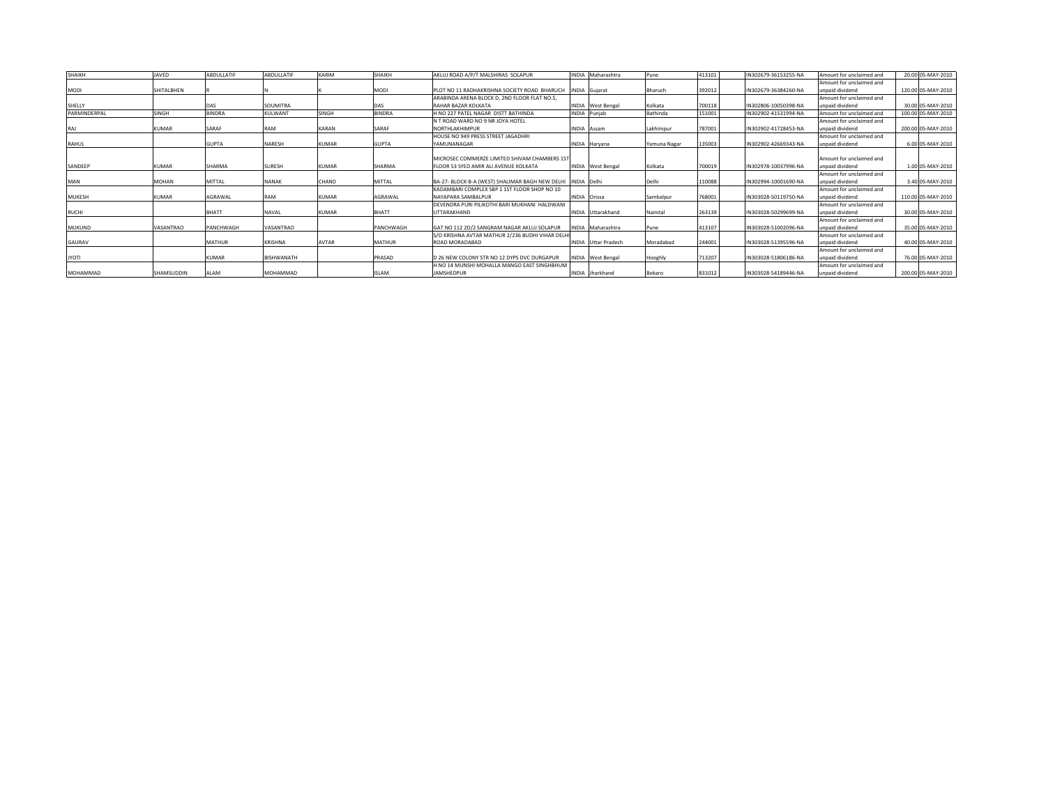| | | | | | | | | | | | | | | | |
|---|---|---|---|---|---|---|---|---|---|---|---|---|---|---|---|
| SHAIKH | JAVED | ABDULLATIF | ABDULLATIF | KARIM | SHAIKH | AKLUJ ROAD A/P/T MALSHIRAS SOLAPUR | INDIA | Maharashtra | Pune | 413101 | | IN302679-36153255-NA | Amount for unclaimed and | 20.00 | 05-MAY-2010 |
| MODI | SHITALBHEN | R | N | K | MODI | PLOT NO 11 RADHAKRISHNA SOCIETY ROAD BHARUCH | INDIA | Gujarat | Bharuch | 392012 | | IN302679-36384260-NA | Amount for unclaimed and unpaid dividend | 120.00 | 05-MAY-2010 |
| SHELLY | | DAS | SOUMITRA | | DAS | ARABINDA ARENA BLOCK D, 2ND FLOOR FLAT NO.5, RAHAR BAZAR KOLKATA | INDIA | West Bengal | Kolkata | 700118 | | IN302806-10050398-NA | Amount for unclaimed and unpaid dividend | 30.00 | 05-MAY-2010 |
| PARMINDERPAL | SINGH | BINDRA | KULWANT | SINGH | BINDRA | H NO 227 PATEL NAGAR DISTT BATHINDA | INDIA | Punjab | Bathinda | 151001 | | IN302902-41531994-NA | Amount for unclaimed and | 100.00 | 05-MAY-2010 |
| RAJ | KUMAR | SARAF | RAM | KARAN | SARAF | N T ROAD WARD NO 9 NR JOYA HOTEL NORTHLAKHIMPUR | INDIA | Assam | Lakhimpur | 787001 | | IN302902-41728453-NA | Amount for unclaimed and unpaid dividend | 200.00 | 05-MAY-2010 |
| RAHUL | | GUPTA | NARESH | KUMAR | GUPTA | HOUSE NO 949 PRESS STREET JAGADHRI YAMUNANAGAR | INDIA | Haryana | Yamuna Nagar | 135003 | | IN302902-42669343-NA | Amount for unclaimed and unpaid dividend | 6.00 | 05-MAY-2010 |
| SANDEEP | KUMAR | SHARMA | SURESH | KUMAR | SHARMA | MICROSEC COMMERZE LIMITED SHIVAM CHAMBERS 1ST FLOOR 53 SYED AMIR ALI AVENUE KOLKATA | INDIA | West Bengal | Kolkata | 700019 | | IN302978-10037996-NA | Amount for unclaimed and unpaid dividend | 1.00 | 05-MAY-2010 |
| MAN | MOHAN | MITTAL | NANAK | CHAND | MITTAL | BA-27- BLOCK-B-A (WEST) SHALIMAR BAGH NEW DELHI | INDIA | Delhi | Delhi | 110088 | | IN302994-10001690-NA | Amount for unclaimed and unpaid dividend | 3.40 | 05-MAY-2010 |
| MUKESH | KUMAR | AGRAWAL | RAM | KUMAR | AGRAWAL | KADAMBARI COMPLEX SBP 1 1ST FLOOR SHOP NO 10 NAYAPARA SAMBALPUR | INDIA | Orissa | Sambalpur | 768001 | | IN303028-50119750-NA | Amount for unclaimed and unpaid dividend | 110.00 | 05-MAY-2010 |
| RUCHI | | BHATT | NAVAL | KUMAR | BHATT | DEVENDRA PURI PILIKOTHI BARI MUKHANI HALDWANI UTTARAKHAND | INDIA | Uttarakhand | Nainital | 263139 | | IN303028-50299699-NA | Amount for unclaimed and unpaid dividend | 30.00 | 05-MAY-2010 |
| MUKUND | VASANTRAO | PANCHWAGH | VASANTRAO | | PANCHWAGH | GAT NO 112 2D/2 SANGRAM NAGAR AKLUJ SOLAPUR | INDIA | Maharashtra | Pune | 413107 | | IN303028-51002096-NA | Amount for unclaimed and unpaid dividend | 35.00 | 05-MAY-2010 |
| GAURAV | | MATHUR | KRISHNA | AVTAR | MATHUR | S/O KRISHNA AVTAR MATHUR 2/236 BUDHI VIHAR DELHI ROAD MORADABAD | INDIA | Uttar Pradesh | Moradabad | 244001 | | IN303028-51395596-NA | Amount for unclaimed and unpaid dividend | 40.00 | 05-MAY-2010 |
| JYOTI | | KUMAR | BISHWANATH | | PRASAD | D 26 NEW COLONY STR NO 12 DYPS DVC DURGAPUR | INDIA | West Bengal | Hooghly | 713207 | | IN303028-51806186-NA | Amount for unclaimed and unpaid dividend | 76.00 | 05-MAY-2010 |
| MOHAMMAD | SHAMSUDDIN | ALAM | MOHAMMAD | | ISLAM | H NO 14 MUNSHI MOHALLA MANGO EAST SINGHBHUM JAMSHEDPUR | INDIA | Jharkhand | Bokaro | 831012 | | IN303028-54189446-NA | Amount for unclaimed and unpaid dividend | 200.00 | 05-MAY-2010 |